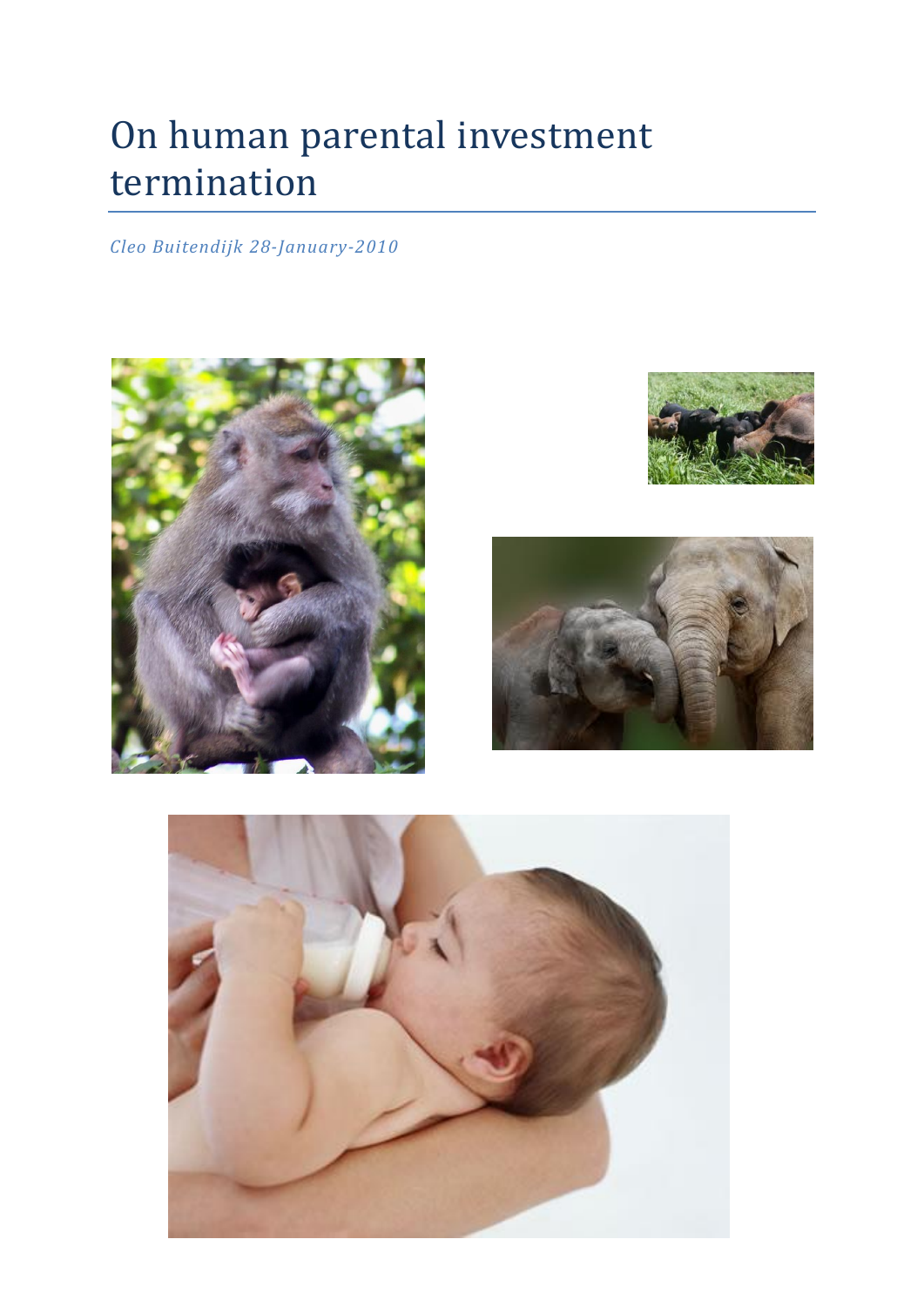# On human parental investment termination

*Cleo Buitendijk 28-January-2010*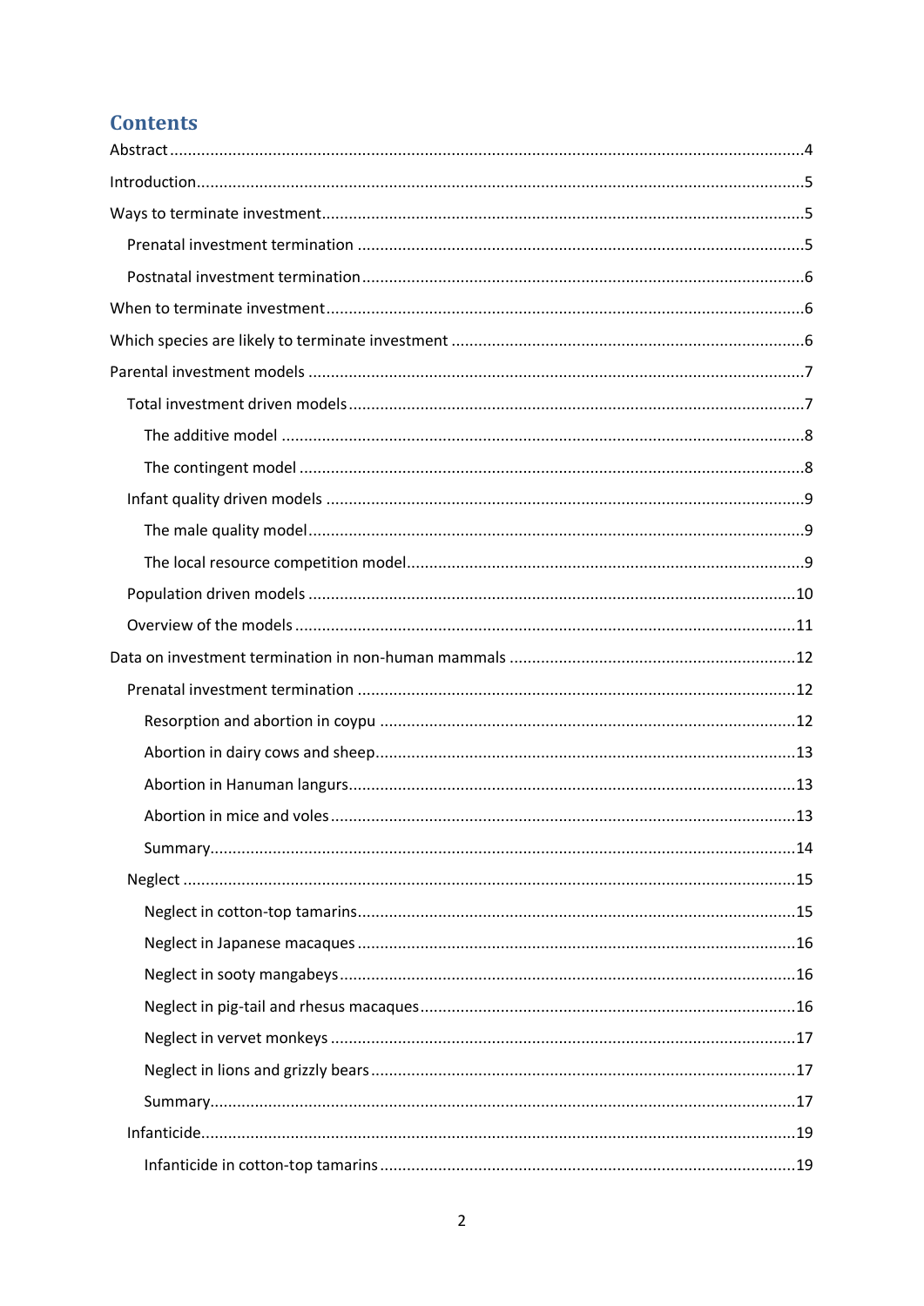# Contents

Abstract ....................................................................................................................................4

Introduction ..............................................................................................................................5

Ways to terminate investment ..................................................................................................5

- Prenatal investment termination ..........................................................................................5
- Postnatal investment termination .........................................................................................6

When to terminate investment ..................................................................................................6

Which species are likely to terminate investment .....................................................................6

Parental investment models .....................................................................................................7

- Total investment driven models ............................................................................................7
  - The additive model ...........................................................................................................8
  - The contingent model .......................................................................................................8
- Infant quality driven models .................................................................................................9
  - The male quality model .....................................................................................................9
  - The local resource competition model ...............................................................................9
- Population driven models ...................................................................................................10
- Overview of the models ......................................................................................................11

Data on investment termination in non-human mammals .......................................................12

- Prenatal investment termination ........................................................................................12
  - Resorption and abortion in coypu ....................................................................................12
  - Abortion in dairy cows and sheep .....................................................................................13
  - Abortion in Hanuman langurs ..........................................................................................13
  - Abortion in mice and voles ..............................................................................................13
  - Summary .........................................................................................................................14
- Neglect ..............................................................................................................................15
  - Neglect in cotton-top tamarins .........................................................................................15
  - Neglect in Japanese macaques .........................................................................................16
  - Neglect in sooty mangabeys .............................................................................................16
  - Neglect in pig-tail and rhesus macaques ...........................................................................16
  - Neglect in vervet monkeys ...............................................................................................17
  - Neglect in lions and grizzly bears .....................................................................................17
  - Summary .........................................................................................................................17
- Infanticide ..........................................................................................................................19
  - Infanticide in cotton-top tamarins ....................................................................................19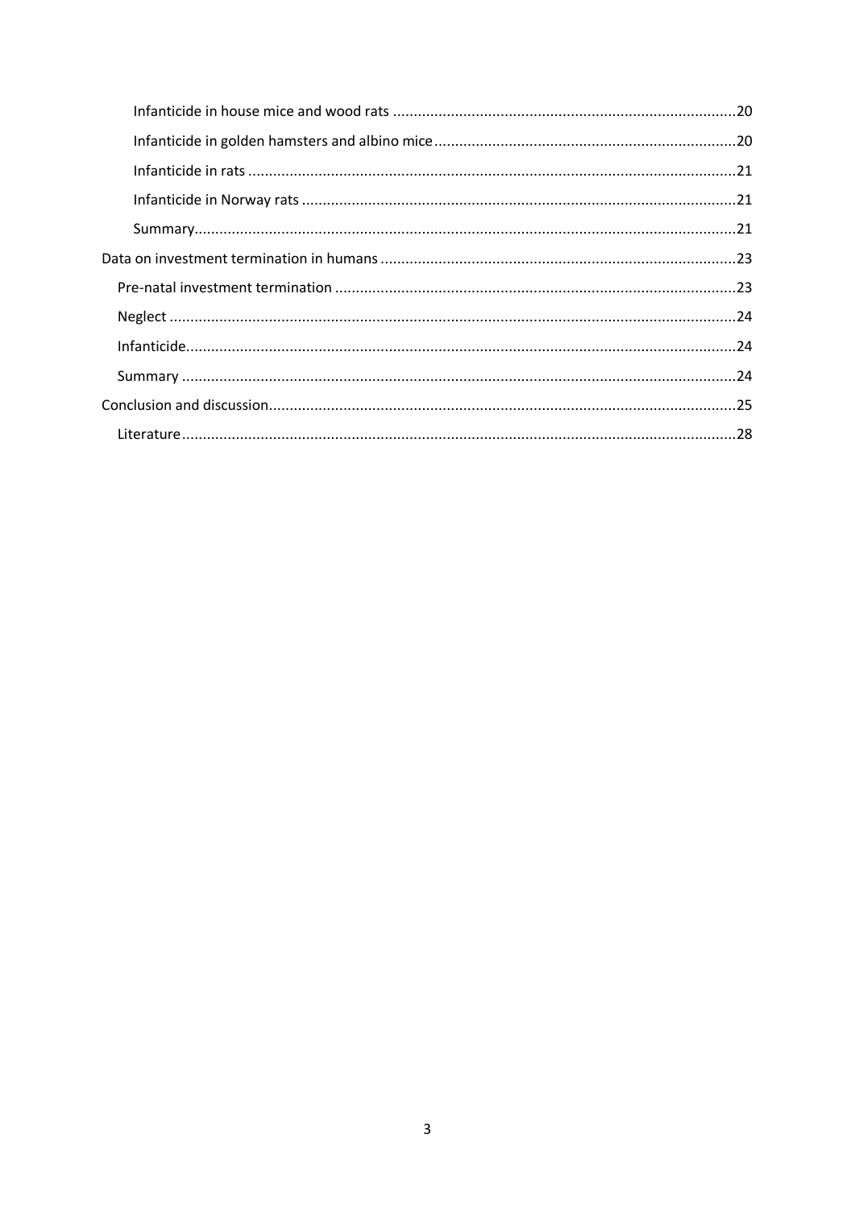Infanticide in house mice and wood rats .....20

Infanticide in golden hamsters and albino mice .....20

Infanticide in rats .....21

Infanticide in Norway rats .....21

Summary .....21

Data on investment termination in humans .....23

Pre-natal investment termination .....23

Neglect .....24

Infanticide .....24

Summary .....24

Conclusion and discussion .....25

Literature .....28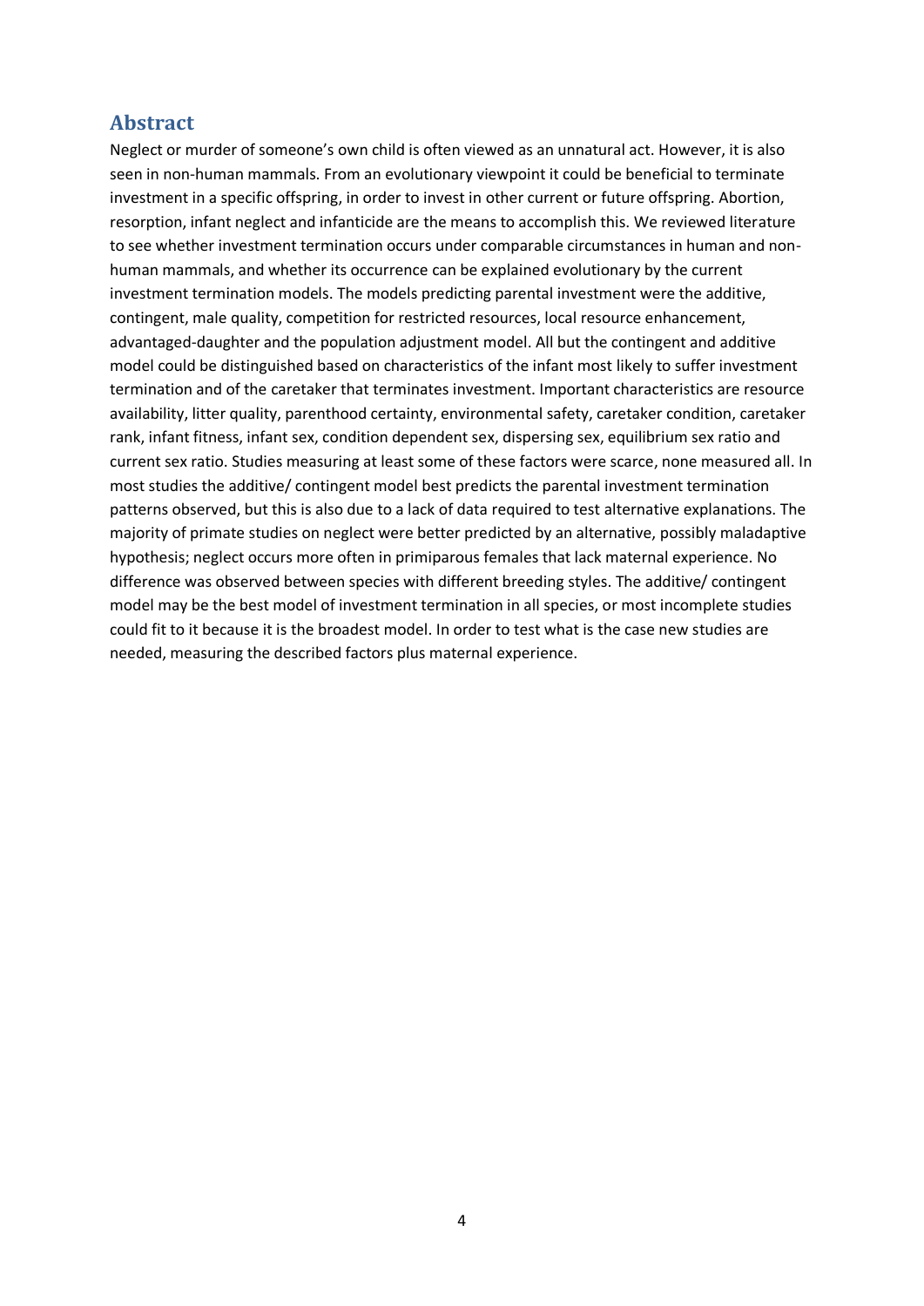## Abstract

Neglect or murder of someone's own child is often viewed as an unnatural act. However, it is also seen in non-human mammals. From an evolutionary viewpoint it could be beneficial to terminate investment in a specific offspring, in order to invest in other current or future offspring. Abortion, resorption, infant neglect and infanticide are the means to accomplish this. We reviewed literature to see whether investment termination occurs under comparable circumstances in human and non-human mammals, and whether its occurrence can be explained evolutionary by the current investment termination models. The models predicting parental investment were the additive, contingent, male quality, competition for restricted resources, local resource enhancement, advantaged-daughter and the population adjustment model. All but the contingent and additive model could be distinguished based on characteristics of the infant most likely to suffer investment termination and of the caretaker that terminates investment. Important characteristics are resource availability, litter quality, parenthood certainty, environmental safety, caretaker condition, caretaker rank, infant fitness, infant sex, condition dependent sex, dispersing sex, equilibrium sex ratio and current sex ratio. Studies measuring at least some of these factors were scarce, none measured all. In most studies the additive/ contingent model best predicts the parental investment termination patterns observed, but this is also due to a lack of data required to test alternative explanations. The majority of primate studies on neglect were better predicted by an alternative, possibly maladaptive hypothesis; neglect occurs more often in primiparous females that lack maternal experience. No difference was observed between species with different breeding styles. The additive/ contingent model may be the best model of investment termination in all species, or most incomplete studies could fit to it because it is the broadest model. In order to test what is the case new studies are needed, measuring the described factors plus maternal experience.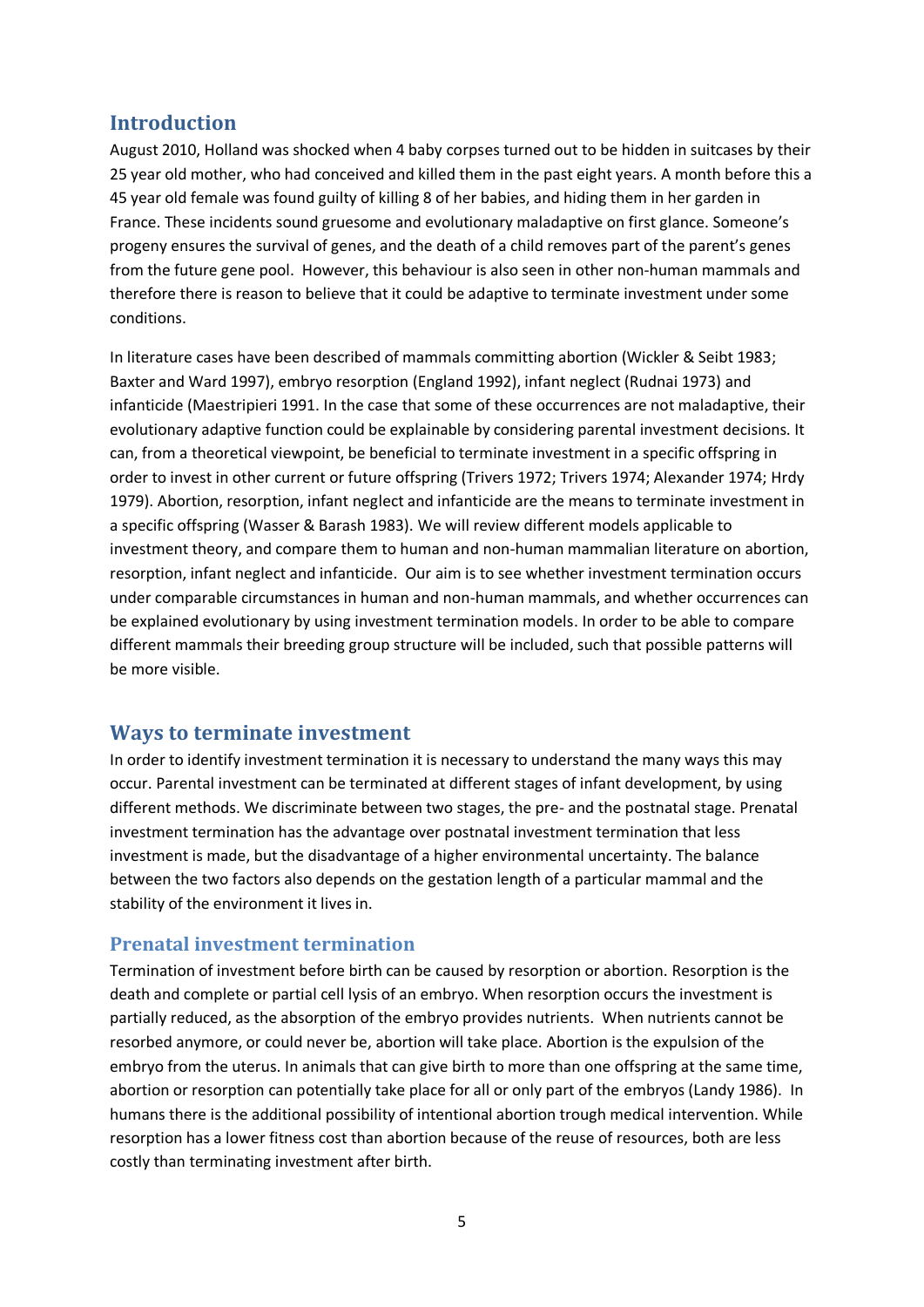## Introduction

August 2010, Holland was shocked when 4 baby corpses turned out to be hidden in suitcases by their 25 year old mother, who had conceived and killed them in the past eight years. A month before this a 45 year old female was found guilty of killing 8 of her babies, and hiding them in her garden in France. These incidents sound gruesome and evolutionary maladaptive on first glance. Someone's progeny ensures the survival of genes, and the death of a child removes part of the parent's genes from the future gene pool. However, this behaviour is also seen in other non-human mammals and therefore there is reason to believe that it could be adaptive to terminate investment under some conditions.

In literature cases have been described of mammals committing abortion (Wickler & Seibt 1983; Baxter and Ward 1997), embryo resorption (England 1992), infant neglect (Rudnai 1973) and infanticide (Maestripieri 1991. In the case that some of these occurrences are not maladaptive, their evolutionary adaptive function could be explainable by considering parental investment decisions. It can, from a theoretical viewpoint, be beneficial to terminate investment in a specific offspring in order to invest in other current or future offspring (Trivers 1972; Trivers 1974; Alexander 1974; Hrdy 1979). Abortion, resorption, infant neglect and infanticide are the means to terminate investment in a specific offspring (Wasser & Barash 1983). We will review different models applicable to investment theory, and compare them to human and non-human mammalian literature on abortion, resorption, infant neglect and infanticide. Our aim is to see whether investment termination occurs under comparable circumstances in human and non-human mammals, and whether occurrences can be explained evolutionary by using investment termination models. In order to be able to compare different mammals their breeding group structure will be included, such that possible patterns will be more visible.

## Ways to terminate investment

In order to identify investment termination it is necessary to understand the many ways this may occur. Parental investment can be terminated at different stages of infant development, by using different methods. We discriminate between two stages, the pre- and the postnatal stage. Prenatal investment termination has the advantage over postnatal investment termination that less investment is made, but the disadvantage of a higher environmental uncertainty. The balance between the two factors also depends on the gestation length of a particular mammal and the stability of the environment it lives in.

### Prenatal investment termination

Termination of investment before birth can be caused by resorption or abortion. Resorption is the death and complete or partial cell lysis of an embryo. When resorption occurs the investment is partially reduced, as the absorption of the embryo provides nutrients. When nutrients cannot be resorbed anymore, or could never be, abortion will take place. Abortion is the expulsion of the embryo from the uterus. In animals that can give birth to more than one offspring at the same time, abortion or resorption can potentially take place for all or only part of the embryos (Landy 1986). In humans there is the additional possibility of intentional abortion trough medical intervention. While resorption has a lower fitness cost than abortion because of the reuse of resources, both are less costly than terminating investment after birth.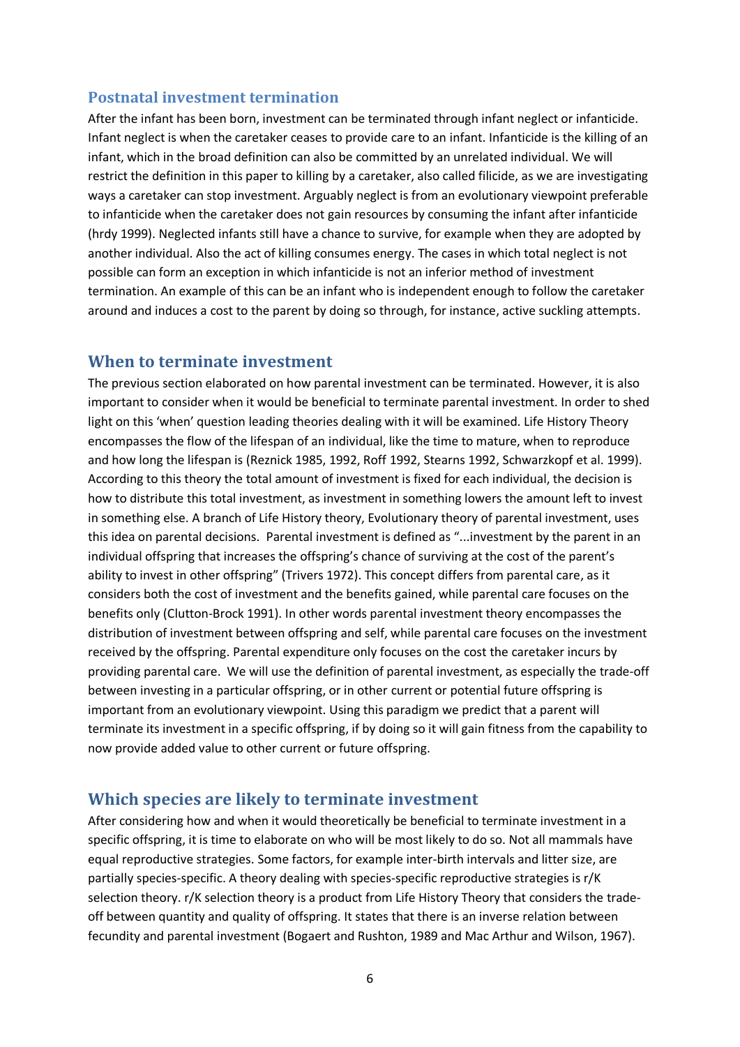## Postnatal investment termination

After the infant has been born, investment can be terminated through infant neglect or infanticide. Infant neglect is when the caretaker ceases to provide care to an infant. Infanticide is the killing of an infant, which in the broad definition can also be committed by an unrelated individual. We will restrict the definition in this paper to killing by a caretaker, also called filicide, as we are investigating ways a caretaker can stop investment. Arguably neglect is from an evolutionary viewpoint preferable to infanticide when the caretaker does not gain resources by consuming the infant after infanticide (hrdy 1999). Neglected infants still have a chance to survive, for example when they are adopted by another individual. Also the act of killing consumes energy. The cases in which total neglect is not possible can form an exception in which infanticide is not an inferior method of investment termination. An example of this can be an infant who is independent enough to follow the caretaker around and induces a cost to the parent by doing so through, for instance, active suckling attempts.

# When to terminate investment

The previous section elaborated on how parental investment can be terminated. However, it is also important to consider when it would be beneficial to terminate parental investment. In order to shed light on this 'when' question leading theories dealing with it will be examined. Life History Theory encompasses the flow of the lifespan of an individual, like the time to mature, when to reproduce and how long the lifespan is (Reznick 1985, 1992, Roff 1992, Stearns 1992, Schwarzkopf et al. 1999). According to this theory the total amount of investment is fixed for each individual, the decision is how to distribute this total investment, as investment in something lowers the amount left to invest in something else. A branch of Life History theory, Evolutionary theory of parental investment, uses this idea on parental decisions. Parental investment is defined as "...investment by the parent in an individual offspring that increases the offspring's chance of surviving at the cost of the parent's ability to invest in other offspring" (Trivers 1972). This concept differs from parental care, as it considers both the cost of investment and the benefits gained, while parental care focuses on the benefits only (Clutton-Brock 1991). In other words parental investment theory encompasses the distribution of investment between offspring and self, while parental care focuses on the investment received by the offspring. Parental expenditure only focuses on the cost the caretaker incurs by providing parental care. We will use the definition of parental investment, as especially the trade-off between investing in a particular offspring, or in other current or potential future offspring is important from an evolutionary viewpoint. Using this paradigm we predict that a parent will terminate its investment in a specific offspring, if by doing so it will gain fitness from the capability to now provide added value to other current or future offspring.

# Which species are likely to terminate investment

After considering how and when it would theoretically be beneficial to terminate investment in a specific offspring, it is time to elaborate on who will be most likely to do so. Not all mammals have equal reproductive strategies. Some factors, for example inter-birth intervals and litter size, are partially species-specific. A theory dealing with species-specific reproductive strategies is r/K selection theory. r/K selection theory is a product from Life History Theory that considers the trade-off between quantity and quality of offspring. It states that there is an inverse relation between fecundity and parental investment (Bogaert and Rushton, 1989 and Mac Arthur and Wilson, 1967).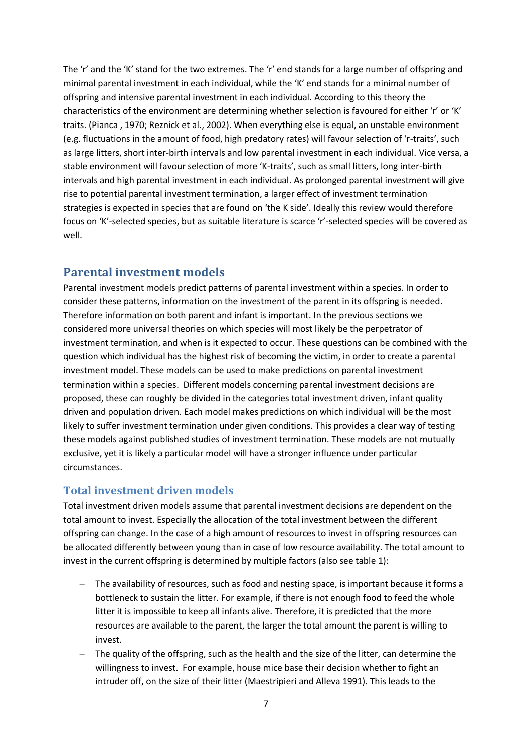The 'r' and the 'K' stand for the two extremes. The 'r' end stands for a large number of offspring and minimal parental investment in each individual, while the 'K' end stands for a minimal number of offspring and intensive parental investment in each individual. According to this theory the characteristics of the environment are determining whether selection is favoured for either 'r' or 'K' traits. (Pianca , 1970; Reznick et al., 2002). When everything else is equal, an unstable environment (e.g. fluctuations in the amount of food, high predatory rates) will favour selection of 'r-traits', such as large litters, short inter-birth intervals and low parental investment in each individual. Vice versa, a stable environment will favour selection of more 'K-traits', such as small litters, long inter-birth intervals and high parental investment in each individual. As prolonged parental investment will give rise to potential parental investment termination, a larger effect of investment termination strategies is expected in species that are found on 'the K side'. Ideally this review would therefore focus on 'K'-selected species, but as suitable literature is scarce 'r'-selected species will be covered as well.

## Parental investment models

Parental investment models predict patterns of parental investment within a species. In order to consider these patterns, information on the investment of the parent in its offspring is needed. Therefore information on both parent and infant is important. In the previous sections we considered more universal theories on which species will most likely be the perpetrator of investment termination, and when is it expected to occur. These questions can be combined with the question which individual has the highest risk of becoming the victim, in order to create a parental investment model. These models can be used to make predictions on parental investment termination within a species. Different models concerning parental investment decisions are proposed, these can roughly be divided in the categories total investment driven, infant quality driven and population driven. Each model makes predictions on which individual will be the most likely to suffer investment termination under given conditions. This provides a clear way of testing these models against published studies of investment termination. These models are not mutually exclusive, yet it is likely a particular model will have a stronger influence under particular circumstances.

### Total investment driven models

Total investment driven models assume that parental investment decisions are dependent on the total amount to invest. Especially the allocation of the total investment between the different offspring can change. In the case of a high amount of resources to invest in offspring resources can be allocated differently between young than in case of low resource availability. The total amount to invest in the current offspring is determined by multiple factors (also see table 1):

- The availability of resources, such as food and nesting space, is important because it forms a bottleneck to sustain the litter. For example, if there is not enough food to feed the whole litter it is impossible to keep all infants alive. Therefore, it is predicted that the more resources are available to the parent, the larger the total amount the parent is willing to invest.
- The quality of the offspring, such as the health and the size of the litter, can determine the willingness to invest. For example, house mice base their decision whether to fight an intruder off, on the size of their litter (Maestripieri and Alleva 1991). This leads to the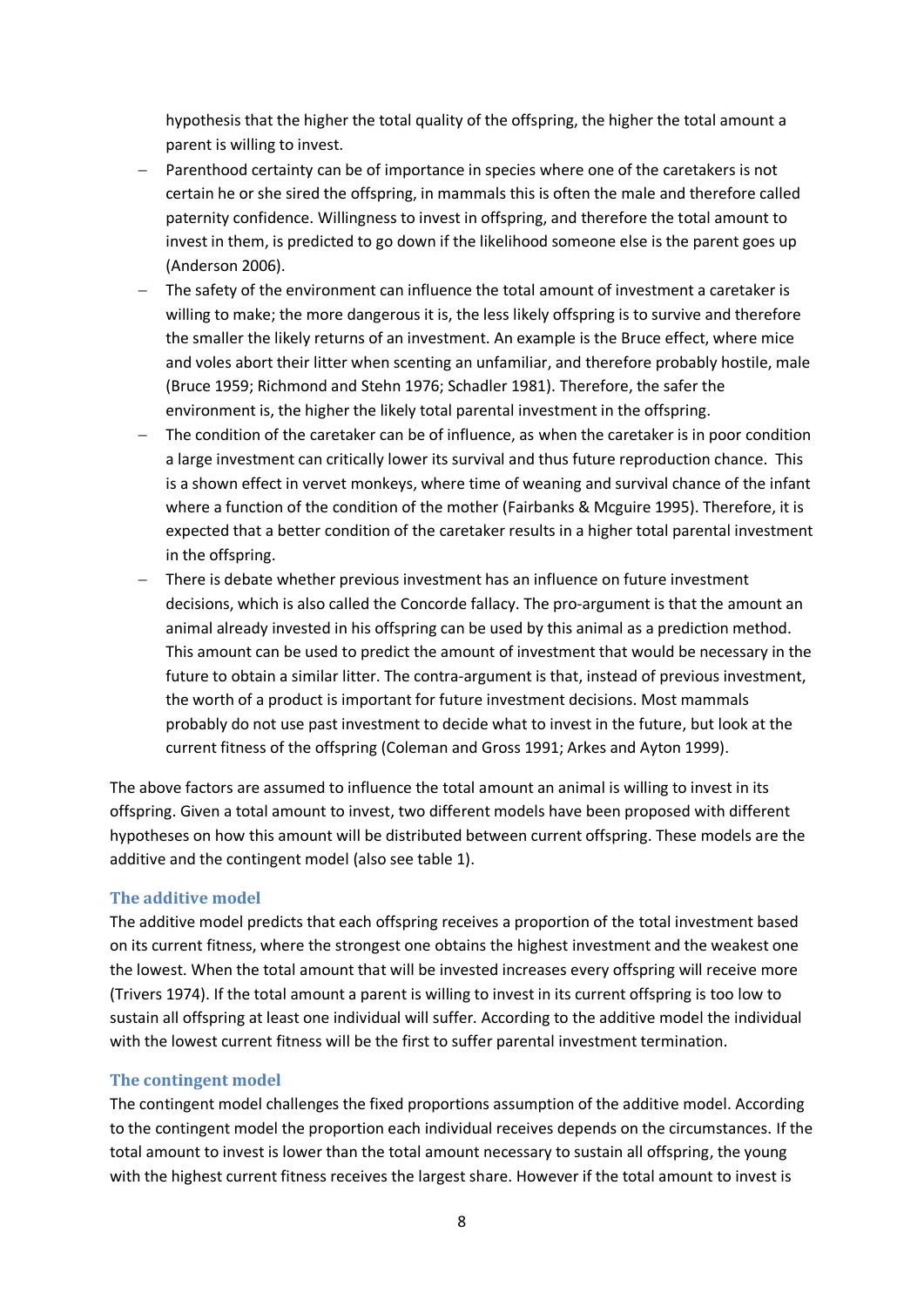hypothesis that the higher the total quality of the offspring, the higher the total amount a parent is willing to invest.

- Parenthood certainty can be of importance in species where one of the caretakers is not certain he or she sired the offspring, in mammals this is often the male and therefore called paternity confidence. Willingness to invest in offspring, and therefore the total amount to invest in them, is predicted to go down if the likelihood someone else is the parent goes up (Anderson 2006).
- The safety of the environment can influence the total amount of investment a caretaker is willing to make; the more dangerous it is, the less likely offspring is to survive and therefore the smaller the likely returns of an investment. An example is the Bruce effect, where mice and voles abort their litter when scenting an unfamiliar, and therefore probably hostile, male (Bruce 1959; Richmond and Stehn 1976; Schadler 1981). Therefore, the safer the environment is, the higher the likely total parental investment in the offspring.
- The condition of the caretaker can be of influence, as when the caretaker is in poor condition a large investment can critically lower its survival and thus future reproduction chance. This is a shown effect in vervet monkeys, where time of weaning and survival chance of the infant where a function of the condition of the mother (Fairbanks & Mcguire 1995). Therefore, it is expected that a better condition of the caretaker results in a higher total parental investment in the offspring.
- There is debate whether previous investment has an influence on future investment decisions, which is also called the Concorde fallacy. The pro-argument is that the amount an animal already invested in his offspring can be used by this animal as a prediction method. This amount can be used to predict the amount of investment that would be necessary in the future to obtain a similar litter. The contra-argument is that, instead of previous investment, the worth of a product is important for future investment decisions. Most mammals probably do not use past investment to decide what to invest in the future, but look at the current fitness of the offspring (Coleman and Gross 1991; Arkes and Ayton 1999).

The above factors are assumed to influence the total amount an animal is willing to invest in its offspring. Given a total amount to invest, two different models have been proposed with different hypotheses on how this amount will be distributed between current offspring. These models are the additive and the contingent model (also see table 1).

### The additive model

The additive model predicts that each offspring receives a proportion of the total investment based on its current fitness, where the strongest one obtains the highest investment and the weakest one the lowest. When the total amount that will be invested increases every offspring will receive more (Trivers 1974). If the total amount a parent is willing to invest in its current offspring is too low to sustain all offspring at least one individual will suffer. According to the additive model the individual with the lowest current fitness will be the first to suffer parental investment termination.

### The contingent model

The contingent model challenges the fixed proportions assumption of the additive model. According to the contingent model the proportion each individual receives depends on the circumstances. If the total amount to invest is lower than the total amount necessary to sustain all offspring, the young with the highest current fitness receives the largest share. However if the total amount to invest is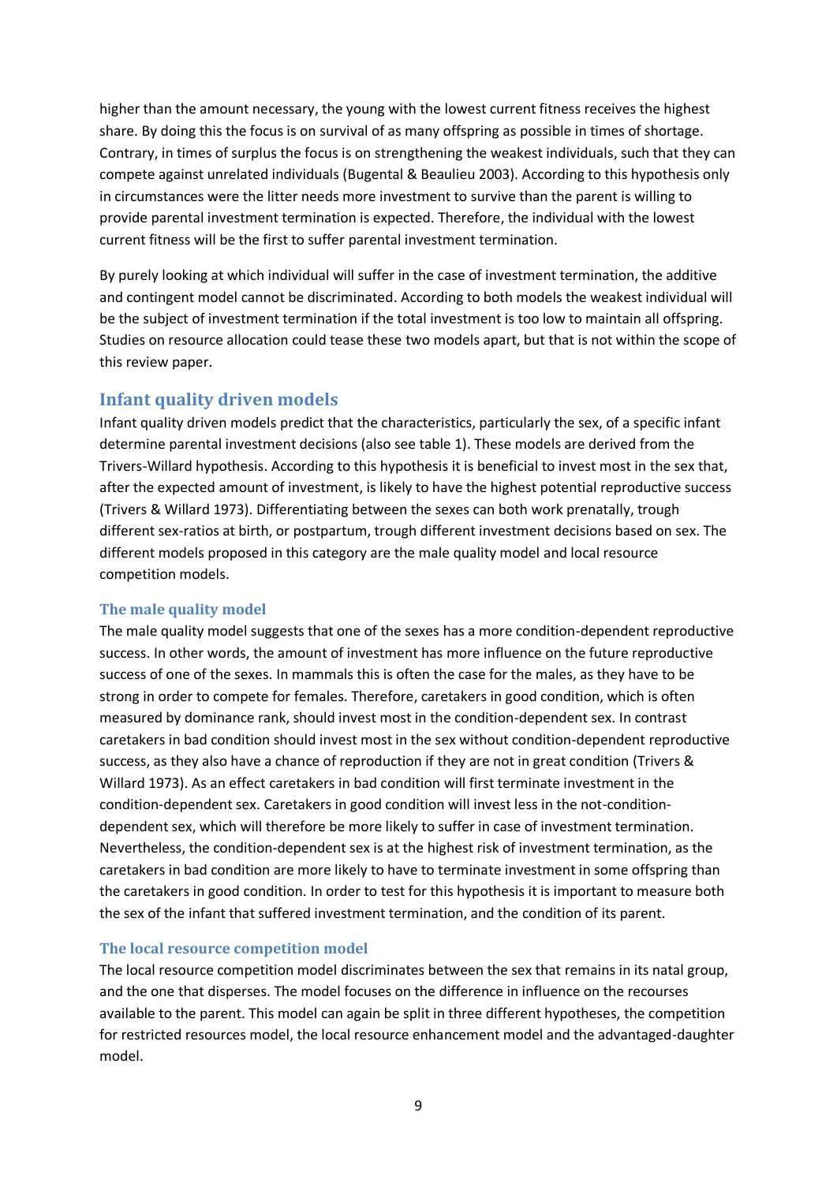higher than the amount necessary, the young with the lowest current fitness receives the highest share. By doing this the focus is on survival of as many offspring as possible in times of shortage. Contrary, in times of surplus the focus is on strengthening the weakest individuals, such that they can compete against unrelated individuals (Bugental & Beaulieu 2003). According to this hypothesis only in circumstances were the litter needs more investment to survive than the parent is willing to provide parental investment termination is expected. Therefore, the individual with the lowest current fitness will be the first to suffer parental investment termination.

By purely looking at which individual will suffer in the case of investment termination, the additive and contingent model cannot be discriminated. According to both models the weakest individual will be the subject of investment termination if the total investment is too low to maintain all offspring. Studies on resource allocation could tease these two models apart, but that is not within the scope of this review paper.

## Infant quality driven models

Infant quality driven models predict that the characteristics, particularly the sex, of a specific infant determine parental investment decisions (also see table 1). These models are derived from the Trivers-Willard hypothesis. According to this hypothesis it is beneficial to invest most in the sex that, after the expected amount of investment, is likely to have the highest potential reproductive success (Trivers & Willard 1973). Differentiating between the sexes can both work prenatally, trough different sex-ratios at birth, or postpartum, trough different investment decisions based on sex. The different models proposed in this category are the male quality model and local resource competition models.

### The male quality model

The male quality model suggests that one of the sexes has a more condition-dependent reproductive success. In other words, the amount of investment has more influence on the future reproductive success of one of the sexes. In mammals this is often the case for the males, as they have to be strong in order to compete for females. Therefore, caretakers in good condition, which is often measured by dominance rank, should invest most in the condition-dependent sex. In contrast caretakers in bad condition should invest most in the sex without condition-dependent reproductive success, as they also have a chance of reproduction if they are not in great condition (Trivers & Willard 1973). As an effect caretakers in bad condition will first terminate investment in the condition-dependent sex. Caretakers in good condition will invest less in the not-condition-dependent sex, which will therefore be more likely to suffer in case of investment termination. Nevertheless, the condition-dependent sex is at the highest risk of investment termination, as the caretakers in bad condition are more likely to have to terminate investment in some offspring than the caretakers in good condition. In order to test for this hypothesis it is important to measure both the sex of the infant that suffered investment termination, and the condition of its parent.

### The local resource competition model

The local resource competition model discriminates between the sex that remains in its natal group, and the one that disperses. The model focuses on the difference in influence on the recourses available to the parent. This model can again be split in three different hypotheses, the competition for restricted resources model, the local resource enhancement model and the advantaged-daughter model.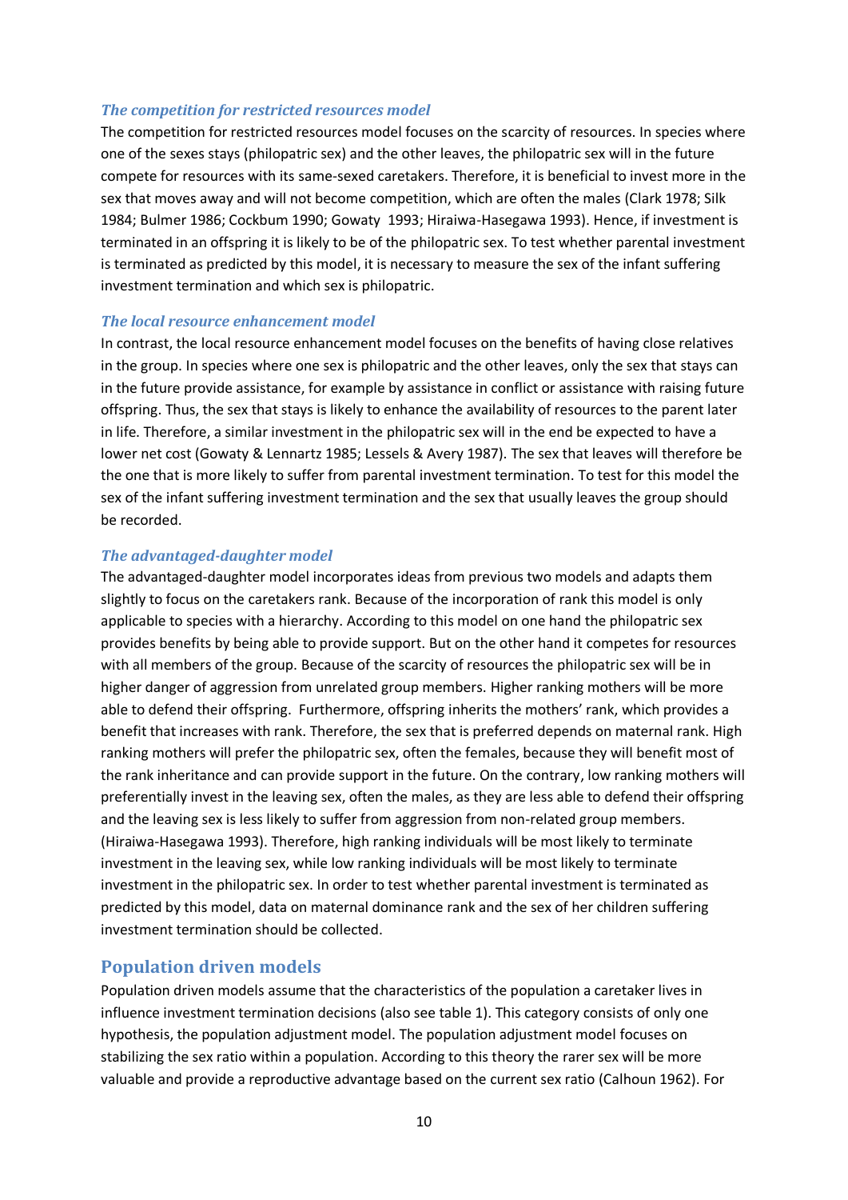### *The competition for restricted resources model*

The competition for restricted resources model focuses on the scarcity of resources. In species where one of the sexes stays (philopatric sex) and the other leaves, the philopatric sex will in the future compete for resources with its same-sexed caretakers. Therefore, it is beneficial to invest more in the sex that moves away and will not become competition, which are often the males (Clark 1978; Silk 1984; Bulmer 1986; Cockbum 1990; Gowaty 1993; Hiraiwa-Hasegawa 1993). Hence, if investment is terminated in an offspring it is likely to be of the philopatric sex. To test whether parental investment is terminated as predicted by this model, it is necessary to measure the sex of the infant suffering investment termination and which sex is philopatric.

### *The local resource enhancement model*

In contrast, the local resource enhancement model focuses on the benefits of having close relatives in the group. In species where one sex is philopatric and the other leaves, only the sex that stays can in the future provide assistance, for example by assistance in conflict or assistance with raising future offspring. Thus, the sex that stays is likely to enhance the availability of resources to the parent later in life. Therefore, a similar investment in the philopatric sex will in the end be expected to have a lower net cost (Gowaty & Lennartz 1985; Lessels & Avery 1987). The sex that leaves will therefore be the one that is more likely to suffer from parental investment termination. To test for this model the sex of the infant suffering investment termination and the sex that usually leaves the group should be recorded.

### *The advantaged-daughter model*

The advantaged-daughter model incorporates ideas from previous two models and adapts them slightly to focus on the caretakers rank. Because of the incorporation of rank this model is only applicable to species with a hierarchy. According to this model on one hand the philopatric sex provides benefits by being able to provide support. But on the other hand it competes for resources with all members of the group. Because of the scarcity of resources the philopatric sex will be in higher danger of aggression from unrelated group members. Higher ranking mothers will be more able to defend their offspring. Furthermore, offspring inherits the mothers' rank, which provides a benefit that increases with rank. Therefore, the sex that is preferred depends on maternal rank. High ranking mothers will prefer the philopatric sex, often the females, because they will benefit most of the rank inheritance and can provide support in the future. On the contrary, low ranking mothers will preferentially invest in the leaving sex, often the males, as they are less able to defend their offspring and the leaving sex is less likely to suffer from aggression from non-related group members. (Hiraiwa-Hasegawa 1993). Therefore, high ranking individuals will be most likely to terminate investment in the leaving sex, while low ranking individuals will be most likely to terminate investment in the philopatric sex. In order to test whether parental investment is terminated as predicted by this model, data on maternal dominance rank and the sex of her children suffering investment termination should be collected.

## Population driven models

Population driven models assume that the characteristics of the population a caretaker lives in influence investment termination decisions (also see table 1). This category consists of only one hypothesis, the population adjustment model. The population adjustment model focuses on stabilizing the sex ratio within a population. According to this theory the rarer sex will be more valuable and provide a reproductive advantage based on the current sex ratio (Calhoun 1962). For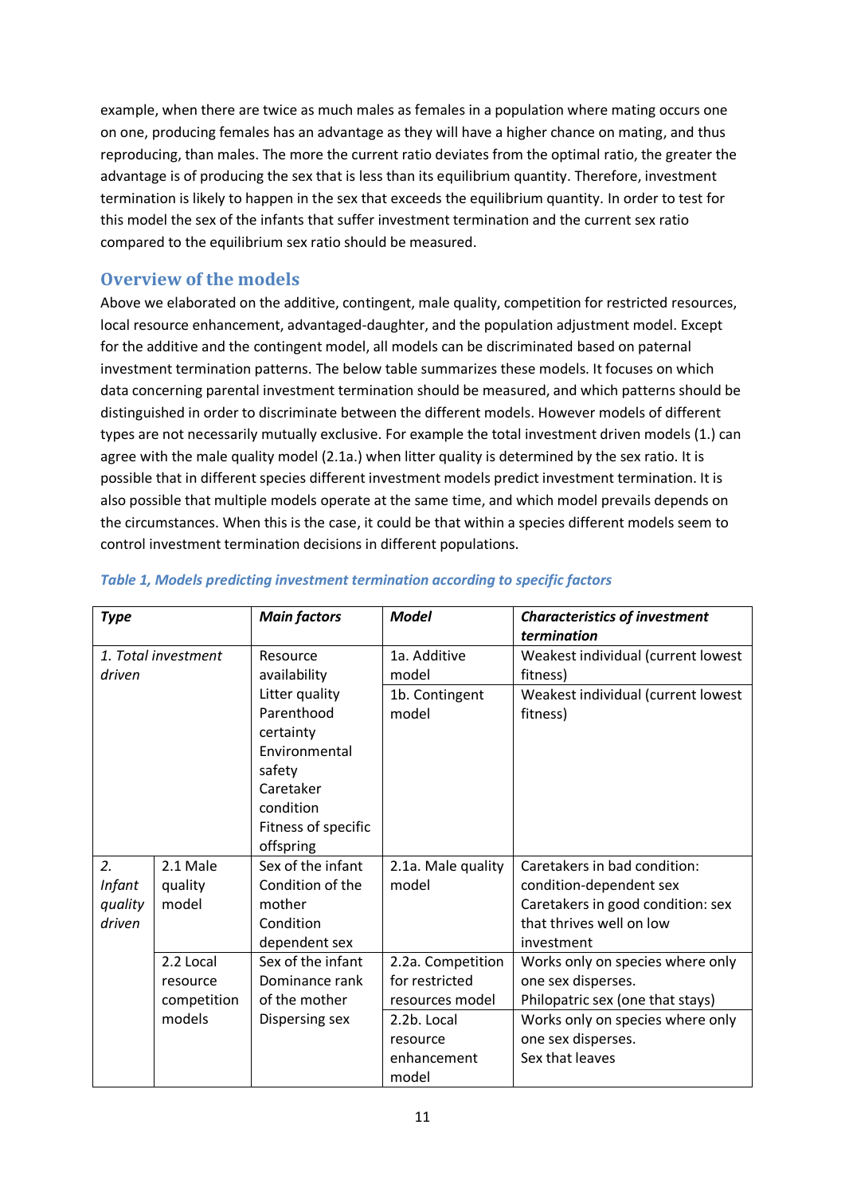example, when there are twice as much males as females in a population where mating occurs one on one, producing females has an advantage as they will have a higher chance on mating, and thus reproducing, than males. The more the current ratio deviates from the optimal ratio, the greater the advantage is of producing the sex that is less than its equilibrium quantity. Therefore, investment termination is likely to happen in the sex that exceeds the equilibrium quantity. In order to test for this model the sex of the infants that suffer investment termination and the current sex ratio compared to the equilibrium sex ratio should be measured.

## Overview of the models

Above we elaborated on the additive, contingent, male quality, competition for restricted resources, local resource enhancement, advantaged-daughter, and the population adjustment model. Except for the additive and the contingent model, all models can be discriminated based on paternal investment termination patterns. The below table summarizes these models. It focuses on which data concerning parental investment termination should be measured, and which patterns should be distinguished in order to discriminate between the different models. However models of different types are not necessarily mutually exclusive. For example the total investment driven models (1.) can agree with the male quality model (2.1a.) when litter quality is determined by the sex ratio. It is possible that in different species different investment models predict investment termination. It is also possible that multiple models operate at the same time, and which model prevails depends on the circumstances. When this is the case, it could be that within a species different models seem to control investment termination decisions in different populations.

*Table 1, Models predicting investment termination according to specific factors*

| *Type* | | *Main factors* | *Model* | *Characteristics of investment termination* |
|---|---|---|---|---|
| *1. Total investment driven* | | Resource availability<br>Litter quality<br>Parenthood certainty<br>Environmental safety<br>Caretaker condition<br>Fitness of specific offspring | 1a. Additive model | Weakest individual (current lowest fitness) |
| | | | 1b. Contingent model | Weakest individual (current lowest fitness) |
| *2. Infant quality driven* | 2.1 Male quality model | Sex of the infant<br>Condition of the mother<br>Condition dependent sex | 2.1a. Male quality model | Caretakers in bad condition: condition-dependent sex<br>Caretakers in good condition: sex that thrives well on low investment |
| | 2.2 Local resource competition models | Sex of the infant<br>Dominance rank of the mother<br>Dispersing sex | 2.2a. Competition for restricted resources model | Works only on species where only one sex disperses.<br>Philopatric sex (one that stays) |
| | | | 2.2b. Local resource enhancement model | Works only on species where only one sex disperses.<br>Sex that leaves |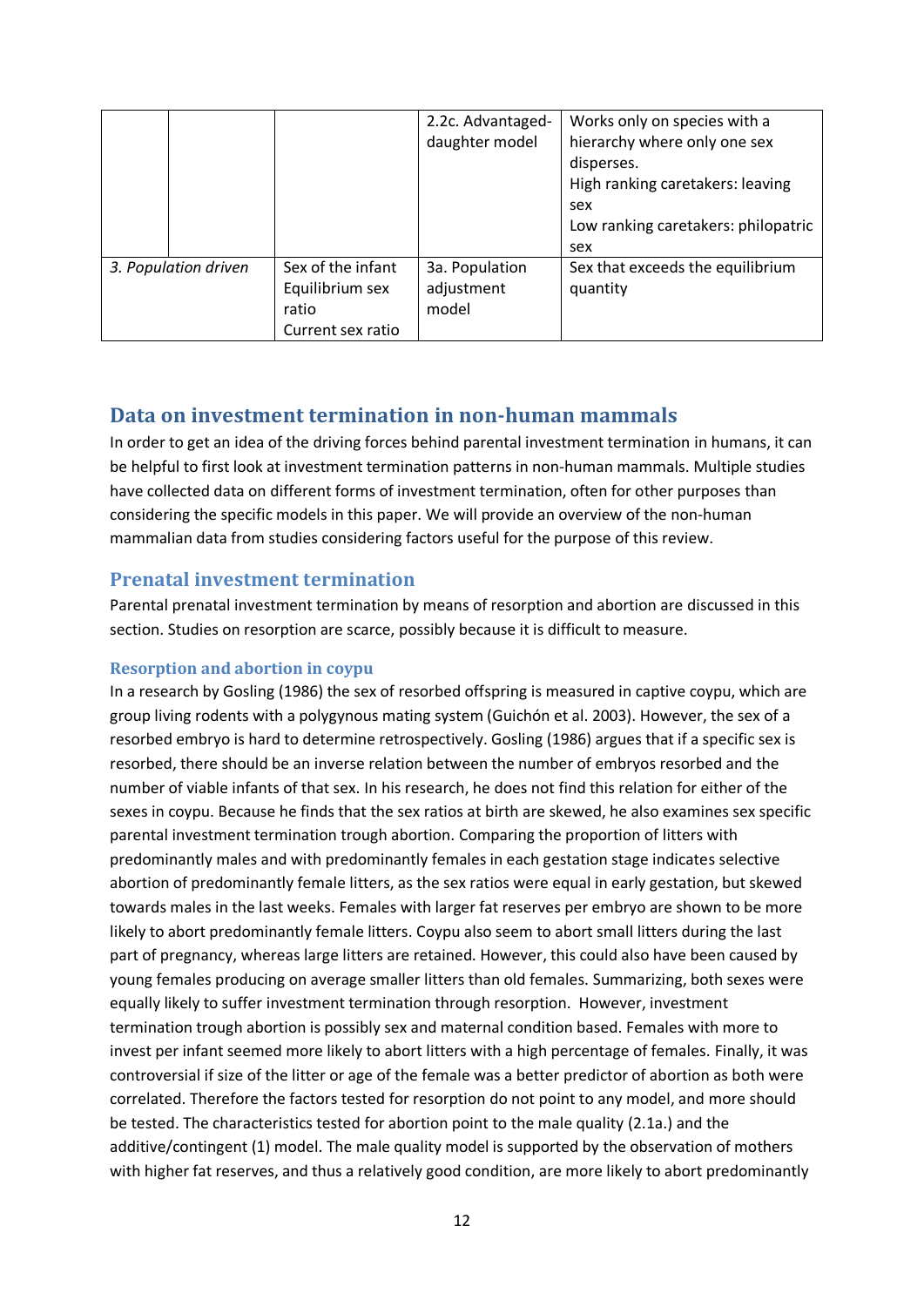| | | | | |
|---|---|---|---|---|
| | | | 2.2c. Advantaged-daughter model | Works only on species with a hierarchy where only one sex disperses.<br>High ranking caretakers: leaving sex<br>Low ranking caretakers: philopatric sex |
| *3. Population driven* | | Sex of the infant<br>Equilibrium sex ratio<br>Current sex ratio | 3a. Population adjustment model | Sex that exceeds the equilibrium quantity |

## Data on investment termination in non-human mammals

In order to get an idea of the driving forces behind parental investment termination in humans, it can be helpful to first look at investment termination patterns in non-human mammals. Multiple studies have collected data on different forms of investment termination, often for other purposes than considering the specific models in this paper. We will provide an overview of the non-human mammalian data from studies considering factors useful for the purpose of this review.

## Prenatal investment termination

Parental prenatal investment termination by means of resorption and abortion are discussed in this section. Studies on resorption are scarce, possibly because it is difficult to measure.

### Resorption and abortion in coypu

In a research by Gosling (1986) the sex of resorbed offspring is measured in captive coypu, which are group living rodents with a polygynous mating system (Guichón et al. 2003). However, the sex of a resorbed embryo is hard to determine retrospectively. Gosling (1986) argues that if a specific sex is resorbed, there should be an inverse relation between the number of embryos resorbed and the number of viable infants of that sex. In his research, he does not find this relation for either of the sexes in coypu. Because he finds that the sex ratios at birth are skewed, he also examines sex specific parental investment termination trough abortion. Comparing the proportion of litters with predominantly males and with predominantly females in each gestation stage indicates selective abortion of predominantly female litters, as the sex ratios were equal in early gestation, but skewed towards males in the last weeks. Females with larger fat reserves per embryo are shown to be more likely to abort predominantly female litters. Coypu also seem to abort small litters during the last part of pregnancy, whereas large litters are retained. However, this could also have been caused by young females producing on average smaller litters than old females. Summarizing, both sexes were equally likely to suffer investment termination through resorption. However, investment termination trough abortion is possibly sex and maternal condition based. Females with more to invest per infant seemed more likely to abort litters with a high percentage of females. Finally, it was controversial if size of the litter or age of the female was a better predictor of abortion as both were correlated. Therefore the factors tested for resorption do not point to any model, and more should be tested. The characteristics tested for abortion point to the male quality (2.1a.) and the additive/contingent (1) model. The male quality model is supported by the observation of mothers with higher fat reserves, and thus a relatively good condition, are more likely to abort predominantly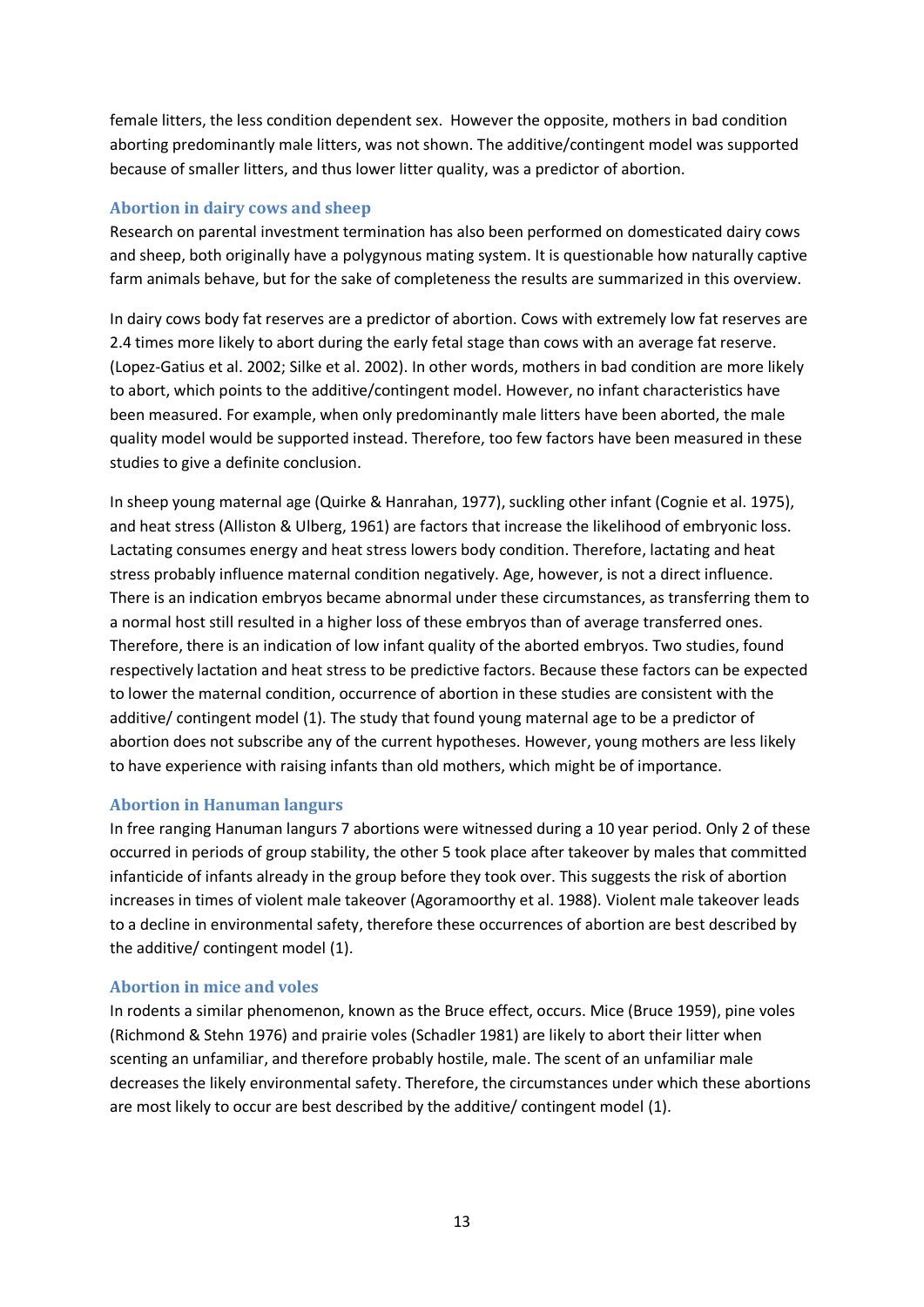female litters, the less condition dependent sex. However the opposite, mothers in bad condition aborting predominantly male litters, was not shown. The additive/contingent model was supported because of smaller litters, and thus lower litter quality, was a predictor of abortion.

### Abortion in dairy cows and sheep

Research on parental investment termination has also been performed on domesticated dairy cows and sheep, both originally have a polygynous mating system. It is questionable how naturally captive farm animals behave, but for the sake of completeness the results are summarized in this overview.

In dairy cows body fat reserves are a predictor of abortion. Cows with extremely low fat reserves are 2.4 times more likely to abort during the early fetal stage than cows with an average fat reserve. (Lopez-Gatius et al. 2002; Silke et al. 2002). In other words, mothers in bad condition are more likely to abort, which points to the additive/contingent model. However, no infant characteristics have been measured. For example, when only predominantly male litters have been aborted, the male quality model would be supported instead. Therefore, too few factors have been measured in these studies to give a definite conclusion.

In sheep young maternal age (Quirke & Hanrahan, 1977), suckling other infant (Cognie et al. 1975), and heat stress (Alliston & Ulberg, 1961) are factors that increase the likelihood of embryonic loss. Lactating consumes energy and heat stress lowers body condition. Therefore, lactating and heat stress probably influence maternal condition negatively. Age, however, is not a direct influence. There is an indication embryos became abnormal under these circumstances, as transferring them to a normal host still resulted in a higher loss of these embryos than of average transferred ones. Therefore, there is an indication of low infant quality of the aborted embryos. Two studies, found respectively lactation and heat stress to be predictive factors. Because these factors can be expected to lower the maternal condition, occurrence of abortion in these studies are consistent with the additive/ contingent model (1). The study that found young maternal age to be a predictor of abortion does not subscribe any of the current hypotheses. However, young mothers are less likely to have experience with raising infants than old mothers, which might be of importance.

### Abortion in Hanuman langurs

In free ranging Hanuman langurs 7 abortions were witnessed during a 10 year period. Only 2 of these occurred in periods of group stability, the other 5 took place after takeover by males that committed infanticide of infants already in the group before they took over. This suggests the risk of abortion increases in times of violent male takeover (Agoramoorthy et al. 1988). Violent male takeover leads to a decline in environmental safety, therefore these occurrences of abortion are best described by the additive/ contingent model (1).

### Abortion in mice and voles

In rodents a similar phenomenon, known as the Bruce effect, occurs. Mice (Bruce 1959), pine voles (Richmond & Stehn 1976) and prairie voles (Schadler 1981) are likely to abort their litter when scenting an unfamiliar, and therefore probably hostile, male. The scent of an unfamiliar male decreases the likely environmental safety. Therefore, the circumstances under which these abortions are most likely to occur are best described by the additive/ contingent model (1).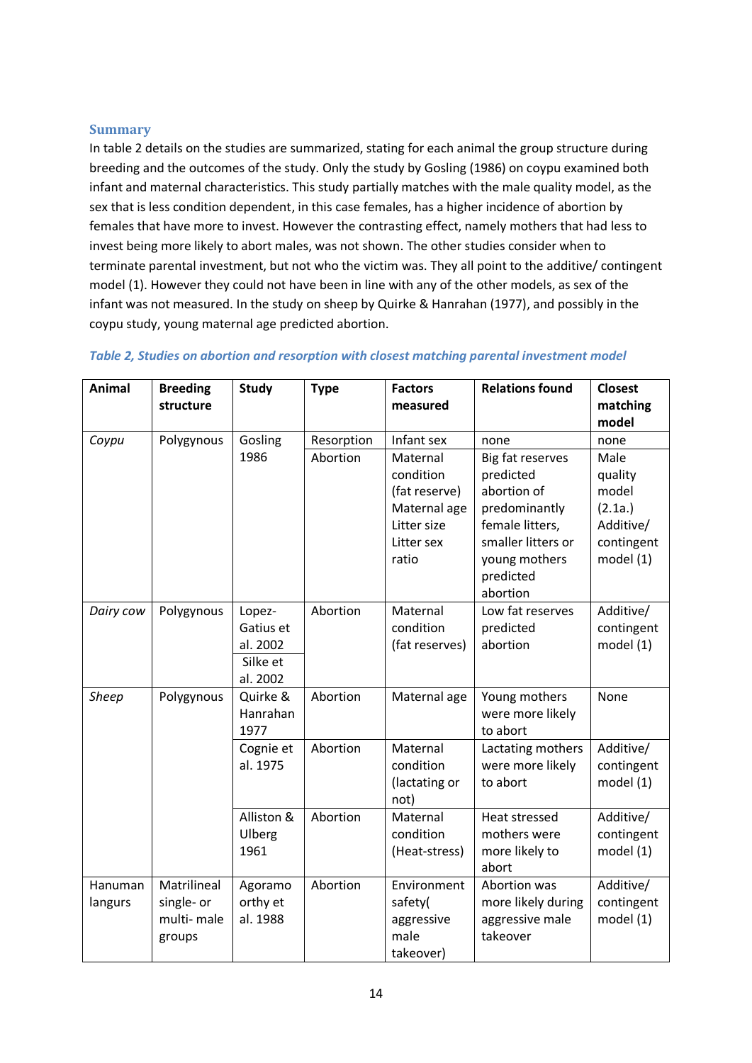## Summary

In table 2 details on the studies are summarized, stating for each animal the group structure during breeding and the outcomes of the study. Only the study by Gosling (1986) on coypu examined both infant and maternal characteristics. This study partially matches with the male quality model, as the sex that is less condition dependent, in this case females, has a higher incidence of abortion by females that have more to invest. However the contrasting effect, namely mothers that had less to invest being more likely to abort males, was not shown. The other studies consider when to terminate parental investment, but not who the victim was. They all point to the additive/ contingent model (1). However they could not have been in line with any of the other models, as sex of the infant was not measured. In the study on sheep by Quirke & Hanrahan (1977), and possibly in the coypu study, young maternal age predicted abortion.

*Table 2, Studies on abortion and resorption with closest matching parental investment model*

| Animal | Breeding structure | Study | Type | Factors measured | Relations found | Closest matching model |
|---|---|---|---|---|---|---|
| *Coypu* | Polygynous | Gosling 1986 | Resorption | Infant sex | none | none |
| | | | Abortion | Maternal condition (fat reserve) Maternal age Litter size Litter sex ratio | Big fat reserves predicted abortion of predominantly female litters, smaller litters or young mothers predicted abortion | Male quality model (2.1a.) Additive/ contingent model (1) |
| *Dairy cow* | Polygynous | Lopez-Gatius et al. 2002 | Abortion | Maternal condition (fat reserves) | Low fat reserves predicted abortion | Additive/ contingent model (1) |
| | | Silke et al. 2002 | | | | |
| *Sheep* | Polygynous | Quirke & Hanrahan 1977 | Abortion | Maternal age | Young mothers were more likely to abort | None |
| | | Cognie et al. 1975 | Abortion | Maternal condition (lactating or not) | Lactating mothers were more likely to abort | Additive/ contingent model (1) |
| | | Alliston & Ulberg 1961 | Abortion | Maternal condition (Heat-stress) | Heat stressed mothers were more likely to abort | Additive/ contingent model (1) |
| Hanuman langurs | Matrilineal single- or multi- male groups | Agoramoorthy et al. 1988 | Abortion | Environment safety( aggressive male takeover) | Abortion was more likely during aggressive male takeover | Additive/ contingent model (1) |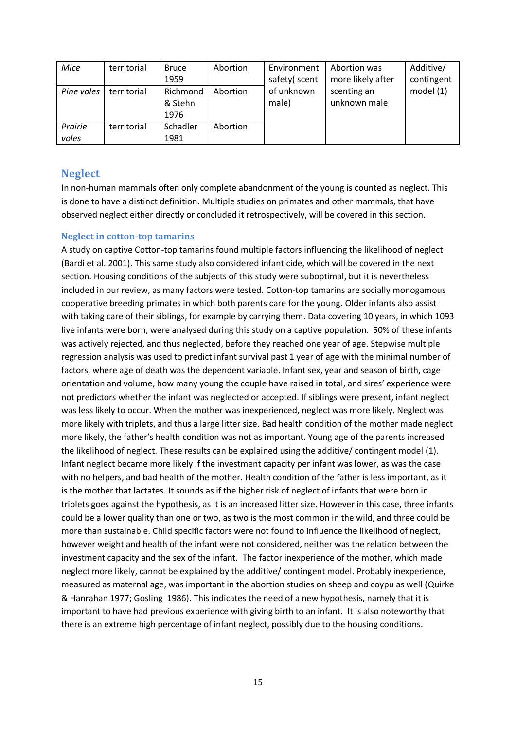| *Mice* | territorial | Bruce 1959 | Abortion | Environment safety( scent of unknown male) | Abortion was more likely after scenting an unknown male | Additive/ contingent model (1) |
|---|---|---|---|---|---|---|
| *Pine voles* | territorial | Richmond & Stehn 1976 | Abortion | | | |
| *Prairie voles* | territorial | Schadler 1981 | Abortion | | | |

## Neglect

In non-human mammals often only complete abandonment of the young is counted as neglect. This is done to have a distinct definition. Multiple studies on primates and other mammals, that have observed neglect either directly or concluded it retrospectively, will be covered in this section.

### Neglect in cotton-top tamarins

A study on captive Cotton-top tamarins found multiple factors influencing the likelihood of neglect (Bardi et al. 2001). This same study also considered infanticide, which will be covered in the next section. Housing conditions of the subjects of this study were suboptimal, but it is nevertheless included in our review, as many factors were tested. Cotton-top tamarins are socially monogamous cooperative breeding primates in which both parents care for the young. Older infants also assist with taking care of their siblings, for example by carrying them. Data covering 10 years, in which 1093 live infants were born, were analysed during this study on a captive population. 50% of these infants was actively rejected, and thus neglected, before they reached one year of age. Stepwise multiple regression analysis was used to predict infant survival past 1 year of age with the minimal number of factors, where age of death was the dependent variable. Infant sex, year and season of birth, cage orientation and volume, how many young the couple have raised in total, and sires' experience were not predictors whether the infant was neglected or accepted. If siblings were present, infant neglect was less likely to occur. When the mother was inexperienced, neglect was more likely. Neglect was more likely with triplets, and thus a large litter size. Bad health condition of the mother made neglect more likely, the father's health condition was not as important. Young age of the parents increased the likelihood of neglect. These results can be explained using the additive/ contingent model (1). Infant neglect became more likely if the investment capacity per infant was lower, as was the case with no helpers, and bad health of the mother. Health condition of the father is less important, as it is the mother that lactates. It sounds as if the higher risk of neglect of infants that were born in triplets goes against the hypothesis, as it is an increased litter size. However in this case, three infants could be a lower quality than one or two, as two is the most common in the wild, and three could be more than sustainable. Child specific factors were not found to influence the likelihood of neglect, however weight and health of the infant were not considered, neither was the relation between the investment capacity and the sex of the infant. The factor inexperience of the mother, which made neglect more likely, cannot be explained by the additive/ contingent model. Probably inexperience, measured as maternal age, was important in the abortion studies on sheep and coypu as well (Quirke & Hanrahan 1977; Gosling 1986). This indicates the need of a new hypothesis, namely that it is important to have had previous experience with giving birth to an infant. It is also noteworthy that there is an extreme high percentage of infant neglect, possibly due to the housing conditions.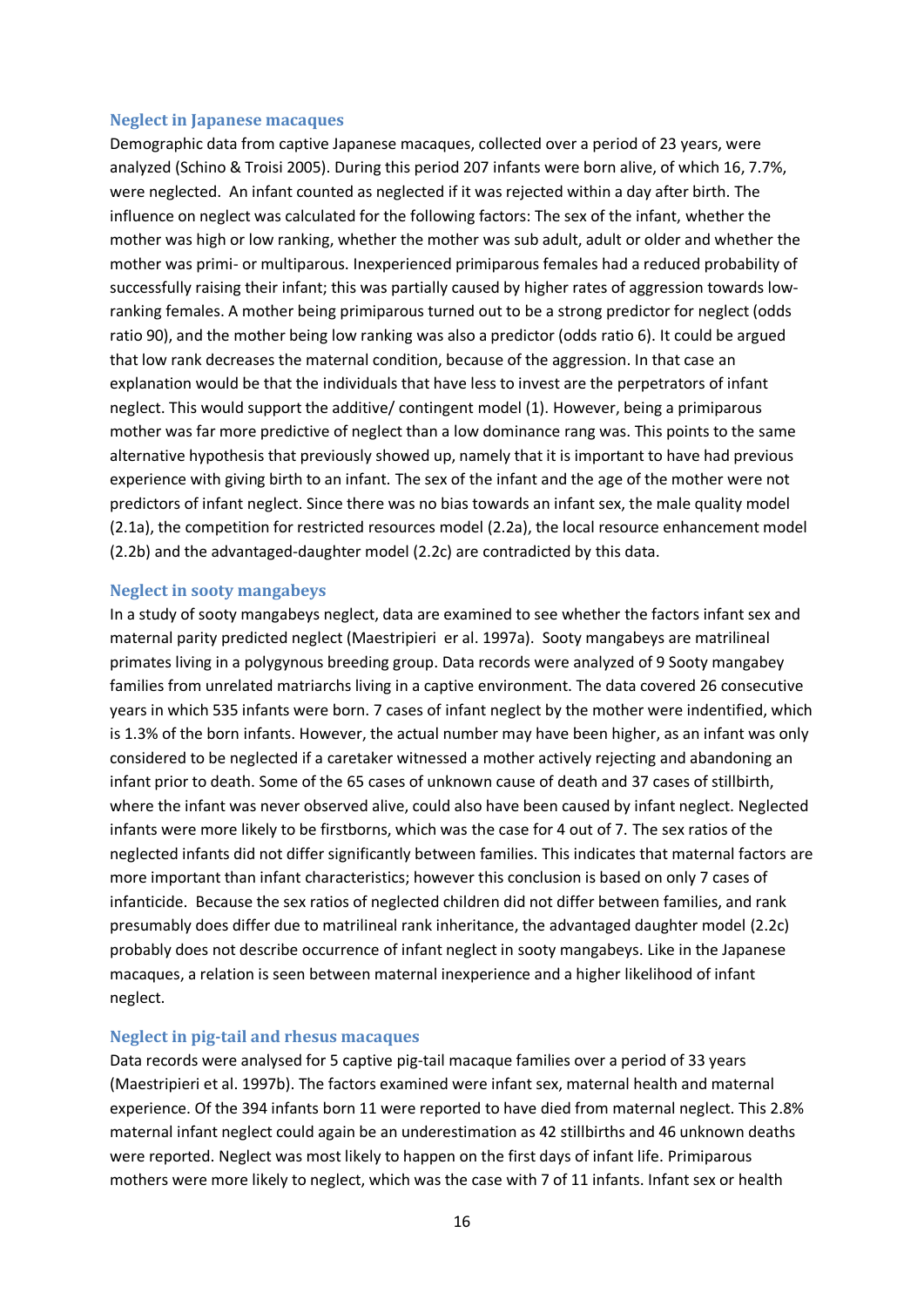### Neglect in Japanese macaques

Demographic data from captive Japanese macaques, collected over a period of 23 years, were analyzed (Schino & Troisi 2005). During this period 207 infants were born alive, of which 16, 7.7%, were neglected. An infant counted as neglected if it was rejected within a day after birth. The influence on neglect was calculated for the following factors: The sex of the infant, whether the mother was high or low ranking, whether the mother was sub adult, adult or older and whether the mother was primi- or multiparous. Inexperienced primiparous females had a reduced probability of successfully raising their infant; this was partially caused by higher rates of aggression towards low-ranking females. A mother being primiparous turned out to be a strong predictor for neglect (odds ratio 90), and the mother being low ranking was also a predictor (odds ratio 6). It could be argued that low rank decreases the maternal condition, because of the aggression. In that case an explanation would be that the individuals that have less to invest are the perpetrators of infant neglect. This would support the additive/ contingent model (1). However, being a primiparous mother was far more predictive of neglect than a low dominance rang was. This points to the same alternative hypothesis that previously showed up, namely that it is important to have had previous experience with giving birth to an infant. The sex of the infant and the age of the mother were not predictors of infant neglect. Since there was no bias towards an infant sex, the male quality model (2.1a), the competition for restricted resources model (2.2a), the local resource enhancement model (2.2b) and the advantaged-daughter model (2.2c) are contradicted by this data.

### Neglect in sooty mangabeys

In a study of sooty mangabeys neglect, data are examined to see whether the factors infant sex and maternal parity predicted neglect (Maestripieri er al. 1997a). Sooty mangabeys are matrilineal primates living in a polygynous breeding group. Data records were analyzed of 9 Sooty mangabey families from unrelated matriarchs living in a captive environment. The data covered 26 consecutive years in which 535 infants were born. 7 cases of infant neglect by the mother were indentified, which is 1.3% of the born infants. However, the actual number may have been higher, as an infant was only considered to be neglected if a caretaker witnessed a mother actively rejecting and abandoning an infant prior to death. Some of the 65 cases of unknown cause of death and 37 cases of stillbirth, where the infant was never observed alive, could also have been caused by infant neglect. Neglected infants were more likely to be firstborns, which was the case for 4 out of 7. The sex ratios of the neglected infants did not differ significantly between families. This indicates that maternal factors are more important than infant characteristics; however this conclusion is based on only 7 cases of infanticide. Because the sex ratios of neglected children did not differ between families, and rank presumably does differ due to matrilineal rank inheritance, the advantaged daughter model (2.2c) probably does not describe occurrence of infant neglect in sooty mangabeys. Like in the Japanese macaques, a relation is seen between maternal inexperience and a higher likelihood of infant neglect.

### Neglect in pig-tail and rhesus macaques

Data records were analysed for 5 captive pig-tail macaque families over a period of 33 years (Maestripieri et al. 1997b). The factors examined were infant sex, maternal health and maternal experience. Of the 394 infants born 11 were reported to have died from maternal neglect. This 2.8% maternal infant neglect could again be an underestimation as 42 stillbirths and 46 unknown deaths were reported. Neglect was most likely to happen on the first days of infant life. Primiparous mothers were more likely to neglect, which was the case with 7 of 11 infants. Infant sex or health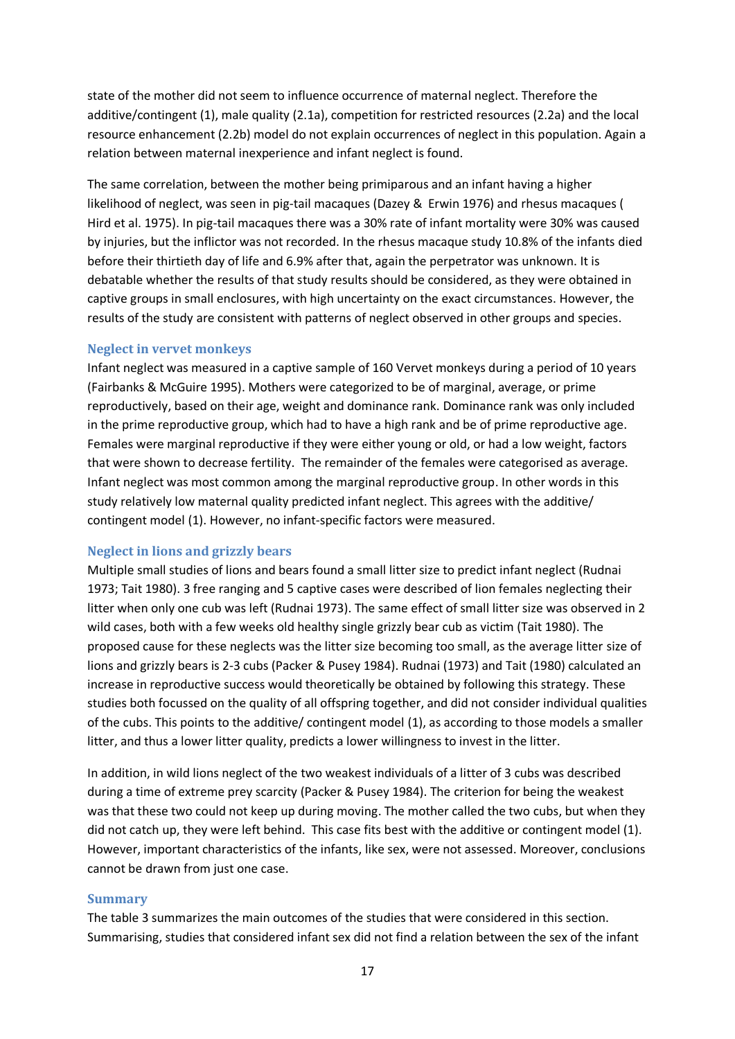state of the mother did not seem to influence occurrence of maternal neglect. Therefore the additive/contingent (1), male quality (2.1a), competition for restricted resources (2.2a) and the local resource enhancement (2.2b) model do not explain occurrences of neglect in this population. Again a relation between maternal inexperience and infant neglect is found.

The same correlation, between the mother being primiparous and an infant having a higher likelihood of neglect, was seen in pig-tail macaques (Dazey & Erwin 1976) and rhesus macaques ( Hird et al. 1975). In pig-tail macaques there was a 30% rate of infant mortality were 30% was caused by injuries, but the inflictor was not recorded. In the rhesus macaque study 10.8% of the infants died before their thirtieth day of life and 6.9% after that, again the perpetrator was unknown. It is debatable whether the results of that study results should be considered, as they were obtained in captive groups in small enclosures, with high uncertainty on the exact circumstances. However, the results of the study are consistent with patterns of neglect observed in other groups and species.

### Neglect in vervet monkeys

Infant neglect was measured in a captive sample of 160 Vervet monkeys during a period of 10 years (Fairbanks & McGuire 1995). Mothers were categorized to be of marginal, average, or prime reproductively, based on their age, weight and dominance rank. Dominance rank was only included in the prime reproductive group, which had to have a high rank and be of prime reproductive age. Females were marginal reproductive if they were either young or old, or had a low weight, factors that were shown to decrease fertility. The remainder of the females were categorised as average. Infant neglect was most common among the marginal reproductive group. In other words in this study relatively low maternal quality predicted infant neglect. This agrees with the additive/ contingent model (1). However, no infant-specific factors were measured.

### Neglect in lions and grizzly bears

Multiple small studies of lions and bears found a small litter size to predict infant neglect (Rudnai 1973; Tait 1980). 3 free ranging and 5 captive cases were described of lion females neglecting their litter when only one cub was left (Rudnai 1973). The same effect of small litter size was observed in 2 wild cases, both with a few weeks old healthy single grizzly bear cub as victim (Tait 1980). The proposed cause for these neglects was the litter size becoming too small, as the average litter size of lions and grizzly bears is 2-3 cubs (Packer & Pusey 1984). Rudnai (1973) and Tait (1980) calculated an increase in reproductive success would theoretically be obtained by following this strategy. These studies both focussed on the quality of all offspring together, and did not consider individual qualities of the cubs. This points to the additive/ contingent model (1), as according to those models a smaller litter, and thus a lower litter quality, predicts a lower willingness to invest in the litter.

In addition, in wild lions neglect of the two weakest individuals of a litter of 3 cubs was described during a time of extreme prey scarcity (Packer & Pusey 1984). The criterion for being the weakest was that these two could not keep up during moving. The mother called the two cubs, but when they did not catch up, they were left behind. This case fits best with the additive or contingent model (1). However, important characteristics of the infants, like sex, were not assessed. Moreover, conclusions cannot be drawn from just one case.

### Summary

The table 3 summarizes the main outcomes of the studies that were considered in this section. Summarising, studies that considered infant sex did not find a relation between the sex of the infant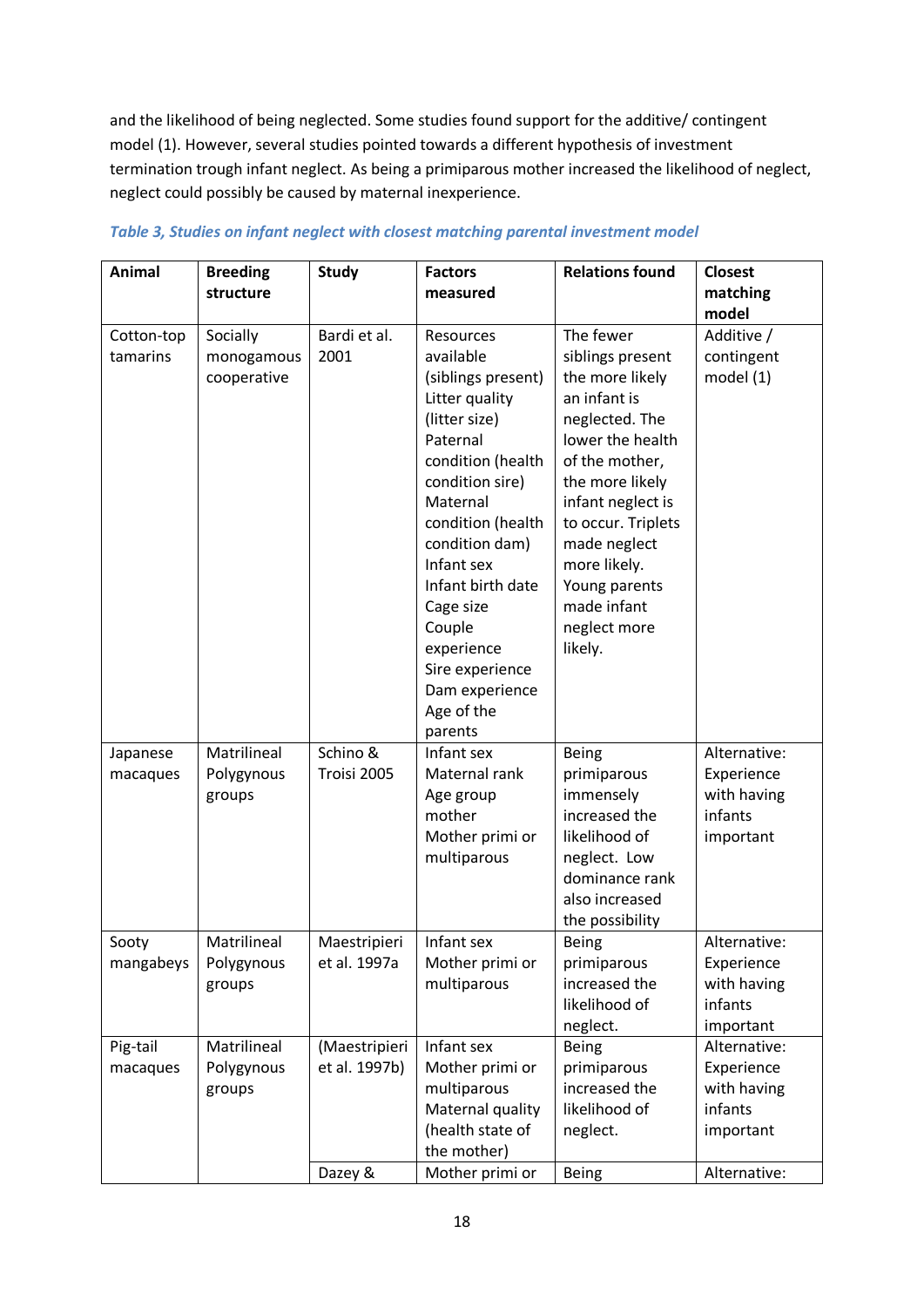and the likelihood of being neglected. Some studies found support for the additive/ contingent model (1). However, several studies pointed towards a different hypothesis of investment termination trough infant neglect. As being a primiparous mother increased the likelihood of neglect, neglect could possibly be caused by maternal inexperience.

*Table 3, Studies on infant neglect with closest matching parental investment model*

| Animal | Breeding structure | Study | Factors measured | Relations found | Closest matching model |
|---|---|---|---|---|---|
| Cotton-top tamarins | Socially monogamous cooperative | Bardi et al. 2001 | Resources available (siblings present) Litter quality (litter size) Paternal condition (health condition sire) Maternal condition (health condition dam) Infant sex Infant birth date Cage size Couple experience Sire experience Dam experience Age of the parents | The fewer siblings present the more likely an infant is neglected. The lower the health of the mother, the more likely infant neglect is to occur. Triplets made neglect more likely. Young parents made infant neglect more likely. | Additive / contingent model (1) |
| Japanese macaques | Matrilineal Polygynous groups | Schino & Troisi 2005 | Infant sex Maternal rank Age group mother Mother primi or multiparous | Being primiparous immensely increased the likelihood of neglect. Low dominance rank also increased the possibility | Alternative: Experience with having infants important |
| Sooty mangabeys | Matrilineal Polygynous groups | Maestripieri et al. 1997a | Infant sex Mother primi or multiparous | Being primiparous increased the likelihood of neglect. | Alternative: Experience with having infants important |
| Pig-tail macaques | Matrilineal Polygynous groups | (Maestripieri et al. 1997b) | Infant sex Mother primi or multiparous Maternal quality (health state of the mother) | Being primiparous increased the likelihood of neglect. | Alternative: Experience with having infants important |
| | | Dazey & | Mother primi or | Being | Alternative: |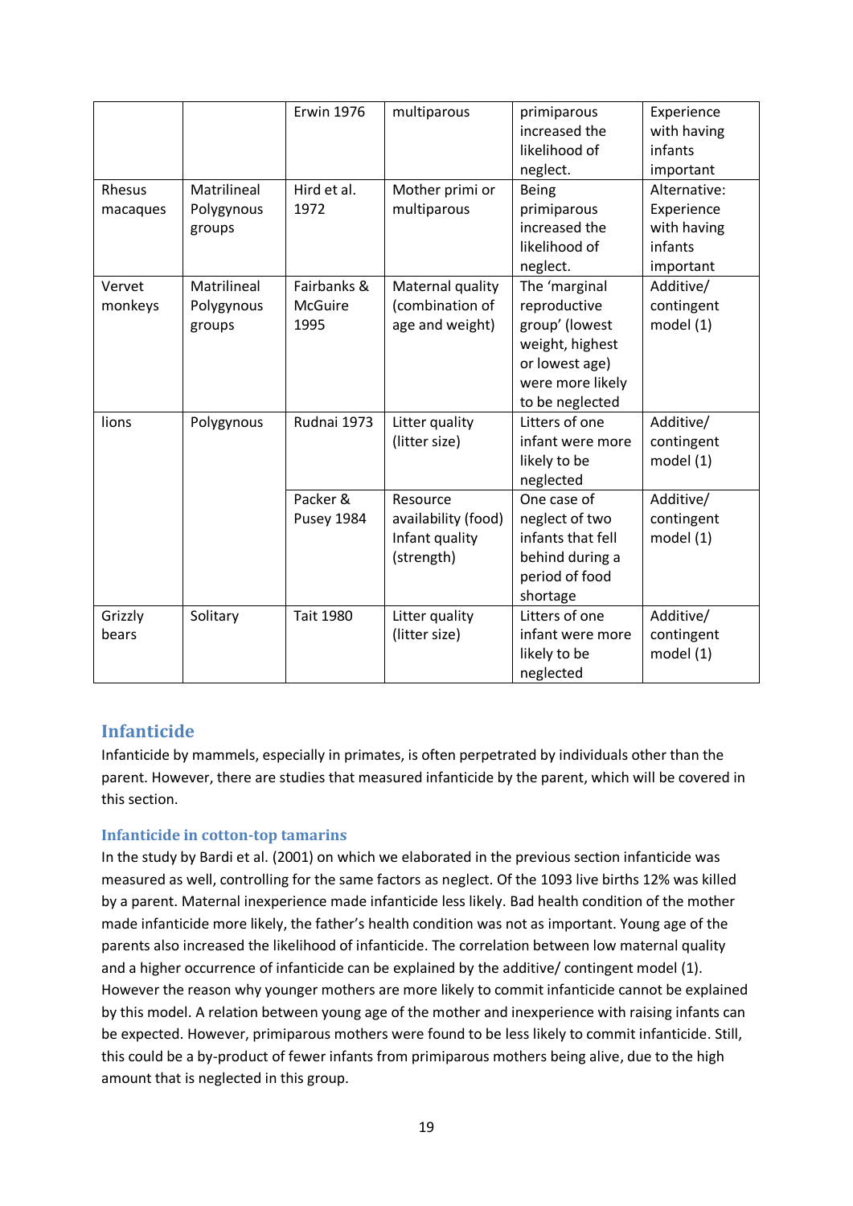| | | Erwin 1976 | multiparous | primiparous increased the likelihood of neglect. | Experience with having infants important |
|---|---|---|---|---|---|
| Rhesus macaques | Matrilineal Polygynous groups | Hird et al. 1972 | Mother primi or multiparous | Being primiparous increased the likelihood of neglect. | Alternative: Experience with having infants important |
| Vervet monkeys | Matrilineal Polygynous groups | Fairbanks & McGuire 1995 | Maternal quality (combination of age and weight) | The 'marginal reproductive group' (lowest weight, highest or lowest age) were more likely to be neglected | Additive/ contingent model (1) |
| lions | Polygynous | Rudnai 1973 | Litter quality (litter size) | Litters of one infant were more likely to be neglected | Additive/ contingent model (1) |
| | | Packer & Pusey 1984 | Resource availability (food) Infant quality (strength) | One case of neglect of two infants that fell behind during a period of food shortage | Additive/ contingent model (1) |
| Grizzly bears | Solitary | Tait 1980 | Litter quality (litter size) | Litters of one infant were more likely to be neglected | Additive/ contingent model (1) |

## Infanticide

Infanticide by mammels, especially in primates, is often perpetrated by individuals other than the parent. However, there are studies that measured infanticide by the parent, which will be covered in this section.

### Infanticide in cotton-top tamarins

In the study by Bardi et al. (2001) on which we elaborated in the previous section infanticide was measured as well, controlling for the same factors as neglect. Of the 1093 live births 12% was killed by a parent. Maternal inexperience made infanticide less likely. Bad health condition of the mother made infanticide more likely, the father's health condition was not as important. Young age of the parents also increased the likelihood of infanticide. The correlation between low maternal quality and a higher occurrence of infanticide can be explained by the additive/ contingent model (1). However the reason why younger mothers are more likely to commit infanticide cannot be explained by this model. A relation between young age of the mother and inexperience with raising infants can be expected. However, primiparous mothers were found to be less likely to commit infanticide. Still, this could be a by-product of fewer infants from primiparous mothers being alive, due to the high amount that is neglected in this group.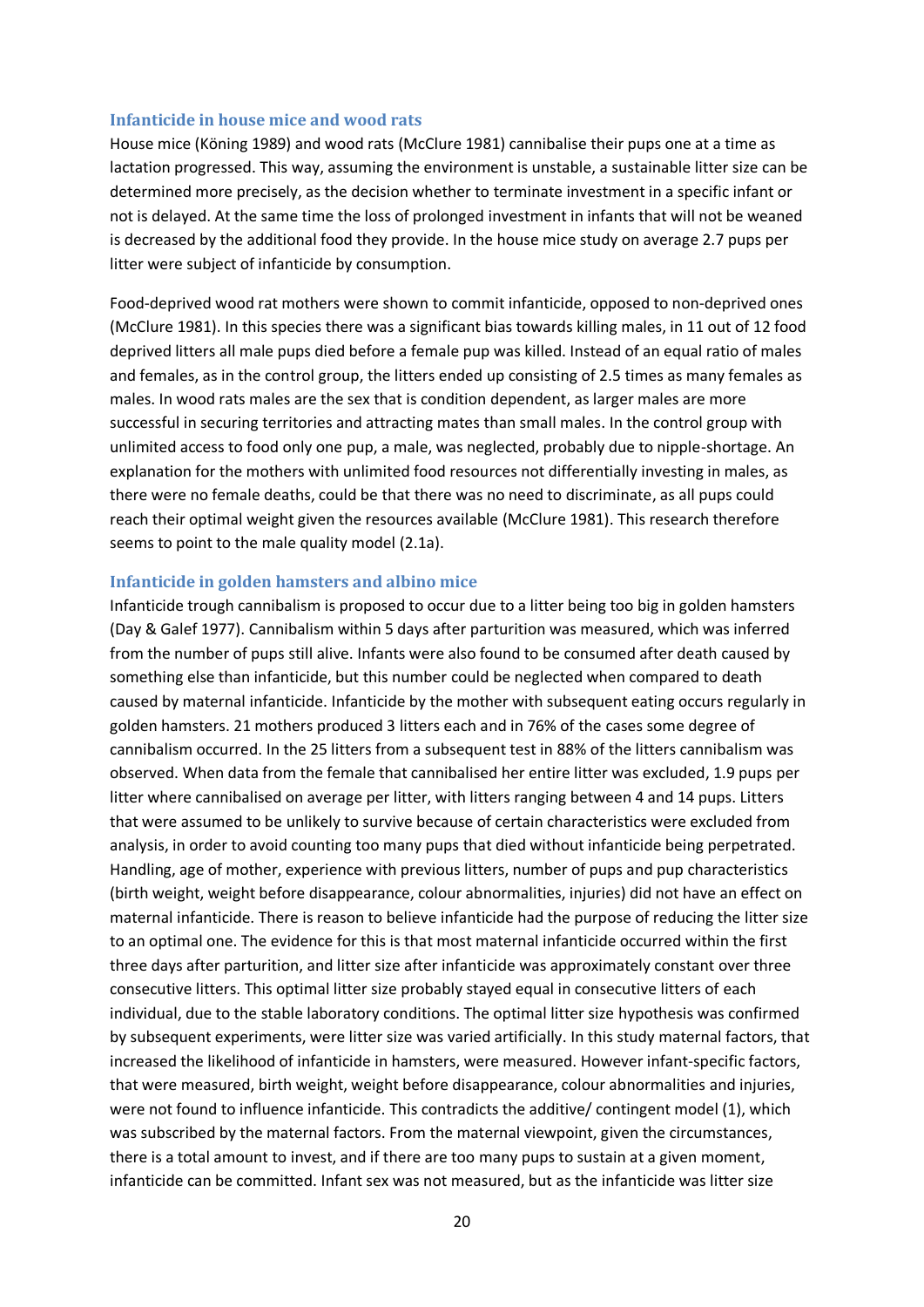### Infanticide in house mice and wood rats

House mice (Köning 1989) and wood rats (McClure 1981) cannibalise their pups one at a time as lactation progressed. This way, assuming the environment is unstable, a sustainable litter size can be determined more precisely, as the decision whether to terminate investment in a specific infant or not is delayed. At the same time the loss of prolonged investment in infants that will not be weaned is decreased by the additional food they provide. In the house mice study on average 2.7 pups per litter were subject of infanticide by consumption.

Food-deprived wood rat mothers were shown to commit infanticide, opposed to non-deprived ones (McClure 1981). In this species there was a significant bias towards killing males, in 11 out of 12 food deprived litters all male pups died before a female pup was killed. Instead of an equal ratio of males and females, as in the control group, the litters ended up consisting of 2.5 times as many females as males. In wood rats males are the sex that is condition dependent, as larger males are more successful in securing territories and attracting mates than small males. In the control group with unlimited access to food only one pup, a male, was neglected, probably due to nipple-shortage. An explanation for the mothers with unlimited food resources not differentially investing in males, as there were no female deaths, could be that there was no need to discriminate, as all pups could reach their optimal weight given the resources available (McClure 1981). This research therefore seems to point to the male quality model (2.1a).

### Infanticide in golden hamsters and albino mice

Infanticide trough cannibalism is proposed to occur due to a litter being too big in golden hamsters (Day & Galef 1977). Cannibalism within 5 days after parturition was measured, which was inferred from the number of pups still alive. Infants were also found to be consumed after death caused by something else than infanticide, but this number could be neglected when compared to death caused by maternal infanticide. Infanticide by the mother with subsequent eating occurs regularly in golden hamsters. 21 mothers produced 3 litters each and in 76% of the cases some degree of cannibalism occurred. In the 25 litters from a subsequent test in 88% of the litters cannibalism was observed. When data from the female that cannibalised her entire litter was excluded, 1.9 pups per litter where cannibalised on average per litter, with litters ranging between 4 and 14 pups. Litters that were assumed to be unlikely to survive because of certain characteristics were excluded from analysis, in order to avoid counting too many pups that died without infanticide being perpetrated. Handling, age of mother, experience with previous litters, number of pups and pup characteristics (birth weight, weight before disappearance, colour abnormalities, injuries) did not have an effect on maternal infanticide. There is reason to believe infanticide had the purpose of reducing the litter size to an optimal one. The evidence for this is that most maternal infanticide occurred within the first three days after parturition, and litter size after infanticide was approximately constant over three consecutive litters. This optimal litter size probably stayed equal in consecutive litters of each individual, due to the stable laboratory conditions. The optimal litter size hypothesis was confirmed by subsequent experiments, were litter size was varied artificially. In this study maternal factors, that increased the likelihood of infanticide in hamsters, were measured. However infant-specific factors, that were measured, birth weight, weight before disappearance, colour abnormalities and injuries, were not found to influence infanticide. This contradicts the additive/ contingent model (1), which was subscribed by the maternal factors. From the maternal viewpoint, given the circumstances, there is a total amount to invest, and if there are too many pups to sustain at a given moment, infanticide can be committed. Infant sex was not measured, but as the infanticide was litter size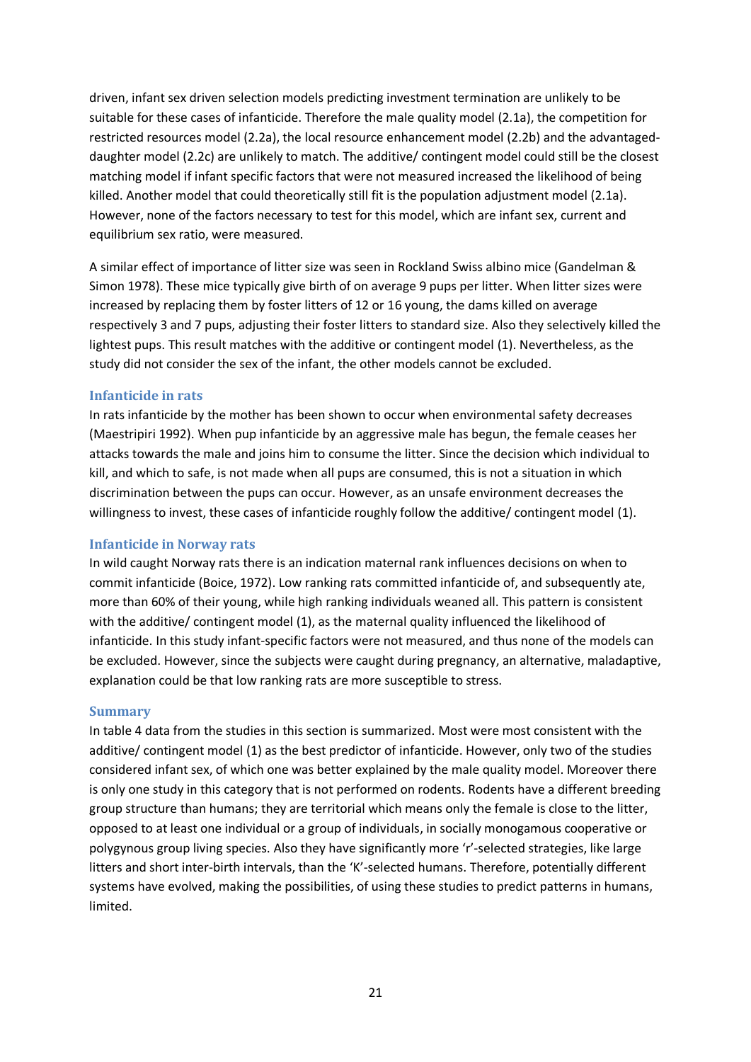driven, infant sex driven selection models predicting investment termination are unlikely to be suitable for these cases of infanticide. Therefore the male quality model (2.1a), the competition for restricted resources model (2.2a), the local resource enhancement model (2.2b) and the advantaged-daughter model (2.2c) are unlikely to match. The additive/ contingent model could still be the closest matching model if infant specific factors that were not measured increased the likelihood of being killed. Another model that could theoretically still fit is the population adjustment model (2.1a). However, none of the factors necessary to test for this model, which are infant sex, current and equilibrium sex ratio, were measured.

A similar effect of importance of litter size was seen in Rockland Swiss albino mice (Gandelman & Simon 1978). These mice typically give birth of on average 9 pups per litter. When litter sizes were increased by replacing them by foster litters of 12 or 16 young, the dams killed on average respectively 3 and 7 pups, adjusting their foster litters to standard size. Also they selectively killed the lightest pups. This result matches with the additive or contingent model (1). Nevertheless, as the study did not consider the sex of the infant, the other models cannot be excluded.

### Infanticide in rats

In rats infanticide by the mother has been shown to occur when environmental safety decreases (Maestripiri 1992). When pup infanticide by an aggressive male has begun, the female ceases her attacks towards the male and joins him to consume the litter. Since the decision which individual to kill, and which to safe, is not made when all pups are consumed, this is not a situation in which discrimination between the pups can occur. However, as an unsafe environment decreases the willingness to invest, these cases of infanticide roughly follow the additive/ contingent model (1).

### Infanticide in Norway rats

In wild caught Norway rats there is an indication maternal rank influences decisions on when to commit infanticide (Boice, 1972). Low ranking rats committed infanticide of, and subsequently ate, more than 60% of their young, while high ranking individuals weaned all. This pattern is consistent with the additive/ contingent model (1), as the maternal quality influenced the likelihood of infanticide. In this study infant-specific factors were not measured, and thus none of the models can be excluded. However, since the subjects were caught during pregnancy, an alternative, maladaptive, explanation could be that low ranking rats are more susceptible to stress.

### Summary

In table 4 data from the studies in this section is summarized. Most were most consistent with the additive/ contingent model (1) as the best predictor of infanticide. However, only two of the studies considered infant sex, of which one was better explained by the male quality model. Moreover there is only one study in this category that is not performed on rodents. Rodents have a different breeding group structure than humans; they are territorial which means only the female is close to the litter, opposed to at least one individual or a group of individuals, in socially monogamous cooperative or polygynous group living species. Also they have significantly more 'r'-selected strategies, like large litters and short inter-birth intervals, than the 'K'-selected humans. Therefore, potentially different systems have evolved, making the possibilities, of using these studies to predict patterns in humans, limited.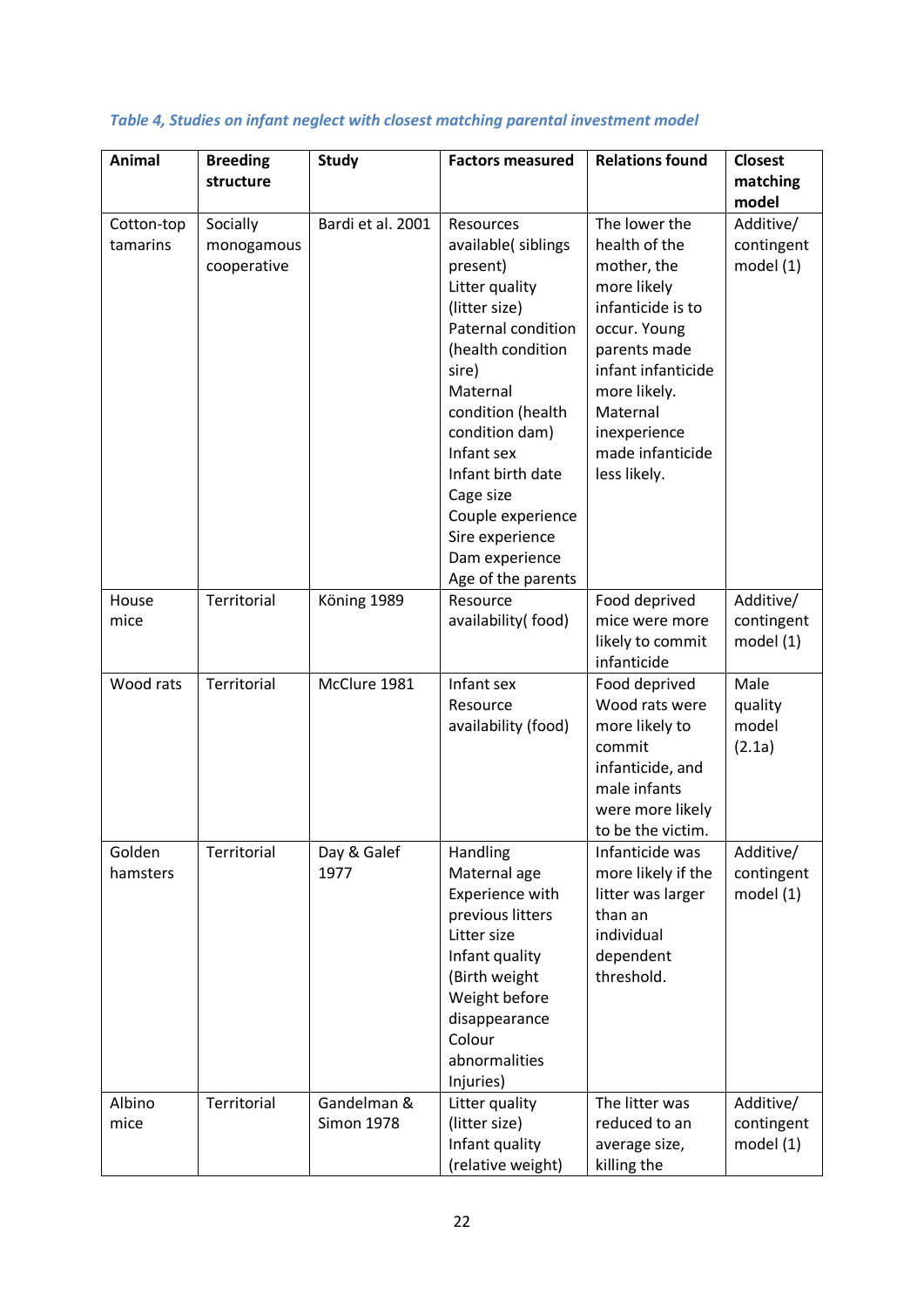*Table 4, Studies on infant neglect with closest matching parental investment model*

| Animal | Breeding structure | Study | Factors measured | Relations found | Closest matching model |
|---|---|---|---|---|---|
| Cotton-top tamarins | Socially monogamous cooperative | Bardi et al. 2001 | Resources available( siblings present) Litter quality (litter size) Paternal condition (health condition sire) Maternal condition (health condition dam) Infant sex Infant birth date Cage size Couple experience Sire experience Dam experience Age of the parents | The lower the health of the mother, the more likely infanticide is to occur. Young parents made infant infanticide more likely. Maternal inexperience made infanticide less likely. | Additive/ contingent model (1) |
| House mice | Territorial | Köning 1989 | Resource availability( food) | Food deprived mice were more likely to commit infanticide | Additive/ contingent model (1) |
| Wood rats | Territorial | McClure 1981 | Infant sex Resource availability (food) | Food deprived Wood rats were more likely to commit infanticide, and male infants were more likely to be the victim. | Male quality model (2.1a) |
| Golden hamsters | Territorial | Day & Galef 1977 | Handling Maternal age Experience with previous litters Litter size Infant quality (Birth weight Weight before disappearance Colour abnormalities Injuries) | Infanticide was more likely if the litter was larger than an individual dependent threshold. | Additive/ contingent model (1) |
| Albino mice | Territorial | Gandelman & Simon 1978 | Litter quality (litter size) Infant quality (relative weight) | The litter was reduced to an average size, killing the | Additive/ contingent model (1) |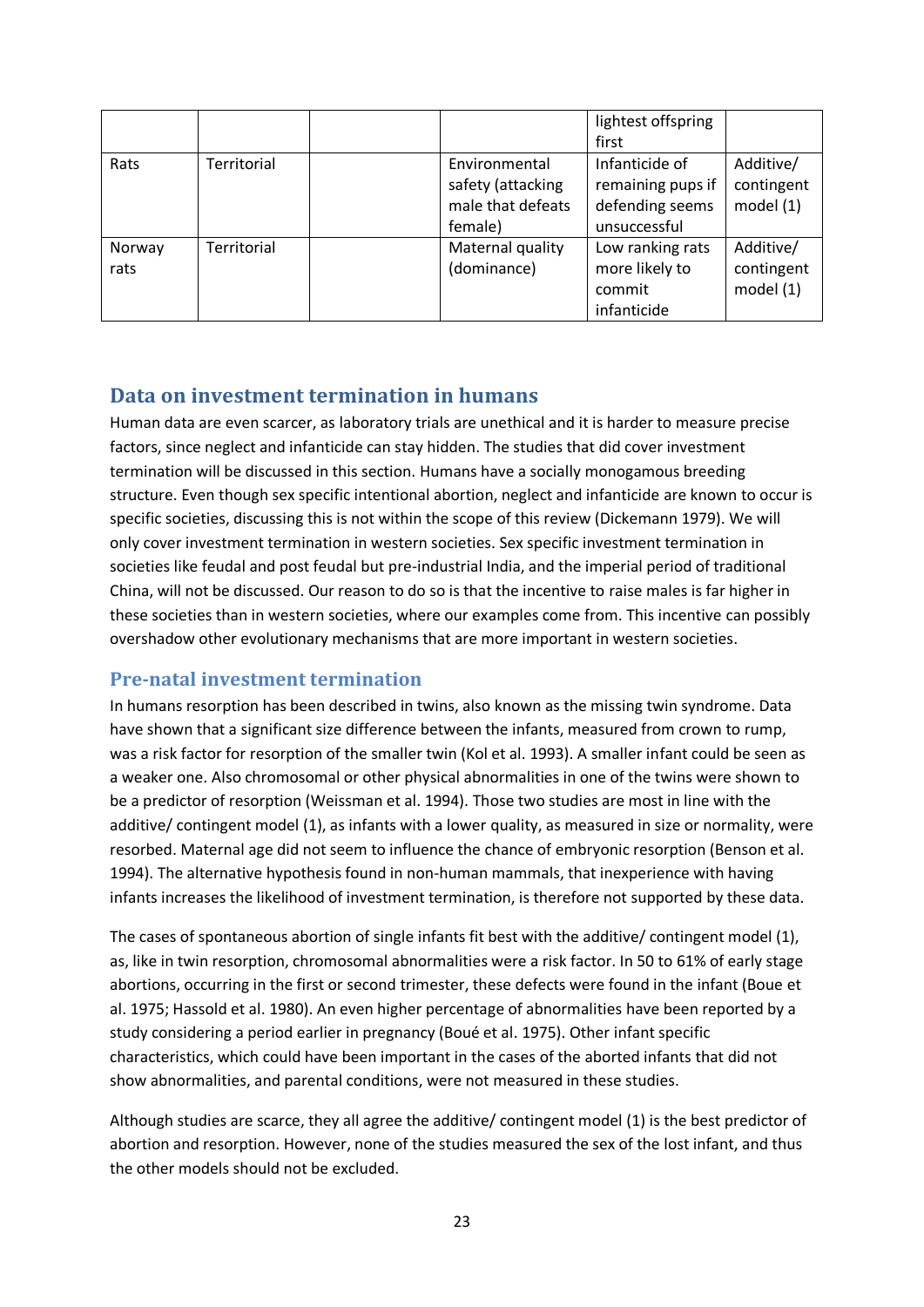|  |  |  |  | lightest offspring first |  |
| --- | --- | --- | --- | --- | --- |
| Rats | Territorial |  | Environmental safety (attacking male that defeats female) | Infanticide of remaining pups if defending seems unsuccessful | Additive/ contingent model (1) |
| Norway rats | Territorial |  | Maternal quality (dominance) | Low ranking rats more likely to commit infanticide | Additive/ contingent model (1) |

## Data on investment termination in humans

Human data are even scarcer, as laboratory trials are unethical and it is harder to measure precise factors, since neglect and infanticide can stay hidden. The studies that did cover investment termination will be discussed in this section. Humans have a socially monogamous breeding structure. Even though sex specific intentional abortion, neglect and infanticide are known to occur is specific societies, discussing this is not within the scope of this review (Dickemann 1979). We will only cover investment termination in western societies. Sex specific investment termination in societies like feudal and post feudal but pre-industrial India, and the imperial period of traditional China, will not be discussed. Our reason to do so is that the incentive to raise males is far higher in these societies than in western societies, where our examples come from. This incentive can possibly overshadow other evolutionary mechanisms that are more important in western societies.

### Pre-natal investment termination

In humans resorption has been described in twins, also known as the missing twin syndrome. Data have shown that a significant size difference between the infants, measured from crown to rump, was a risk factor for resorption of the smaller twin (Kol et al. 1993). A smaller infant could be seen as a weaker one. Also chromosomal or other physical abnormalities in one of the twins were shown to be a predictor of resorption (Weissman et al. 1994). Those two studies are most in line with the additive/ contingent model (1), as infants with a lower quality, as measured in size or normality, were resorbed. Maternal age did not seem to influence the chance of embryonic resorption (Benson et al. 1994). The alternative hypothesis found in non-human mammals, that inexperience with having infants increases the likelihood of investment termination, is therefore not supported by these data.

The cases of spontaneous abortion of single infants fit best with the additive/ contingent model (1), as, like in twin resorption, chromosomal abnormalities were a risk factor. In 50 to 61% of early stage abortions, occurring in the first or second trimester, these defects were found in the infant (Boue et al. 1975; Hassold et al. 1980). An even higher percentage of abnormalities have been reported by a study considering a period earlier in pregnancy (Boué et al. 1975). Other infant specific characteristics, which could have been important in the cases of the aborted infants that did not show abnormalities, and parental conditions, were not measured in these studies.

Although studies are scarce, they all agree the additive/ contingent model (1) is the best predictor of abortion and resorption. However, none of the studies measured the sex of the lost infant, and thus the other models should not be excluded.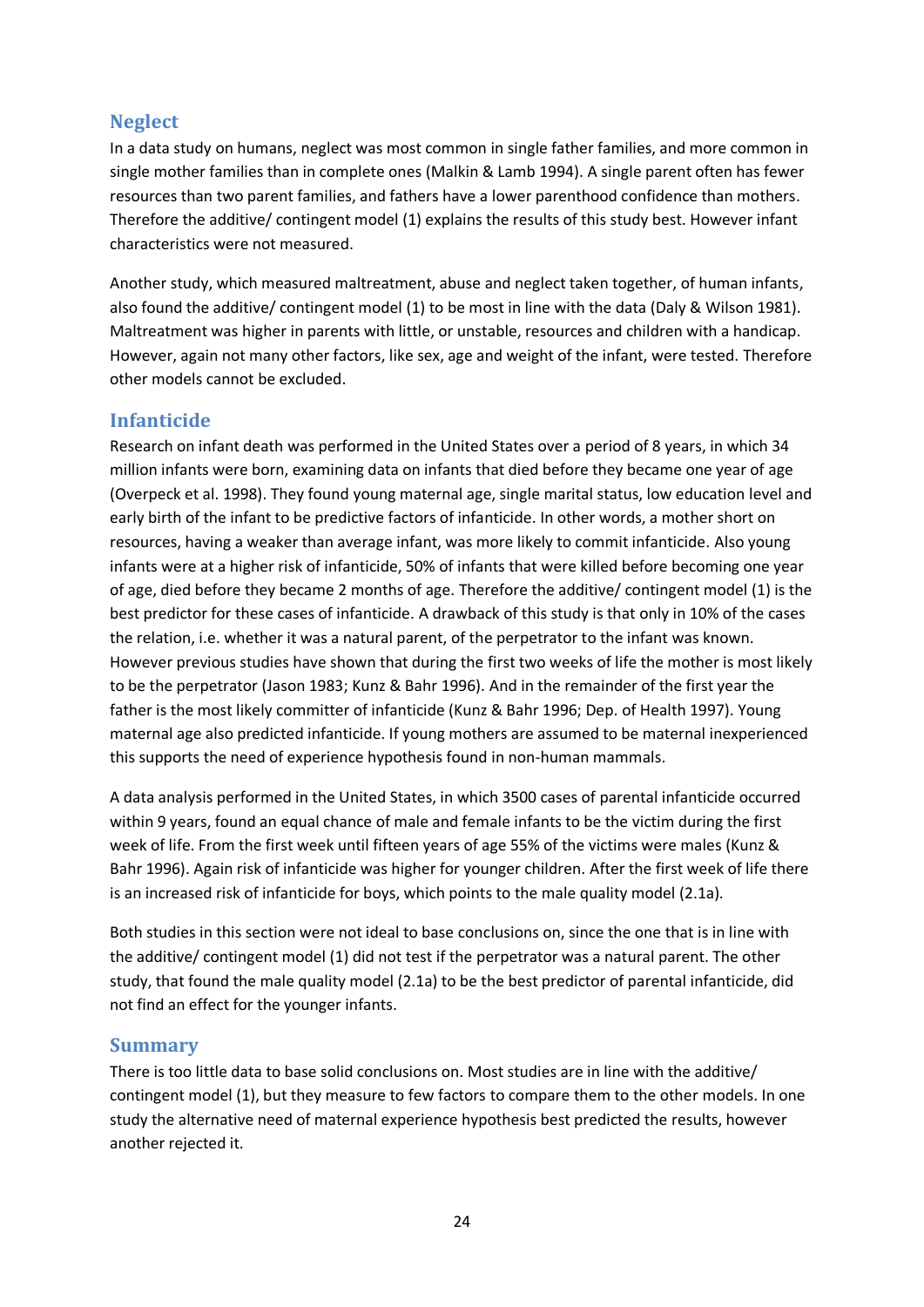## Neglect

In a data study on humans, neglect was most common in single father families, and more common in single mother families than in complete ones (Malkin & Lamb 1994). A single parent often has fewer resources than two parent families, and fathers have a lower parenthood confidence than mothers. Therefore the additive/ contingent model (1) explains the results of this study best. However infant characteristics were not measured.

Another study, which measured maltreatment, abuse and neglect taken together, of human infants, also found the additive/ contingent model (1) to be most in line with the data (Daly & Wilson 1981). Maltreatment was higher in parents with little, or unstable, resources and children with a handicap. However, again not many other factors, like sex, age and weight of the infant, were tested. Therefore other models cannot be excluded.

## Infanticide

Research on infant death was performed in the United States over a period of 8 years, in which 34 million infants were born, examining data on infants that died before they became one year of age (Overpeck et al. 1998). They found young maternal age, single marital status, low education level and early birth of the infant to be predictive factors of infanticide. In other words, a mother short on resources, having a weaker than average infant, was more likely to commit infanticide. Also young infants were at a higher risk of infanticide, 50% of infants that were killed before becoming one year of age, died before they became 2 months of age. Therefore the additive/ contingent model (1) is the best predictor for these cases of infanticide. A drawback of this study is that only in 10% of the cases the relation, i.e. whether it was a natural parent, of the perpetrator to the infant was known. However previous studies have shown that during the first two weeks of life the mother is most likely to be the perpetrator (Jason 1983; Kunz & Bahr 1996). And in the remainder of the first year the father is the most likely committer of infanticide (Kunz & Bahr 1996; Dep. of Health 1997). Young maternal age also predicted infanticide. If young mothers are assumed to be maternal inexperienced this supports the need of experience hypothesis found in non-human mammals.

A data analysis performed in the United States, in which 3500 cases of parental infanticide occurred within 9 years, found an equal chance of male and female infants to be the victim during the first week of life. From the first week until fifteen years of age 55% of the victims were males (Kunz & Bahr 1996). Again risk of infanticide was higher for younger children. After the first week of life there is an increased risk of infanticide for boys, which points to the male quality model (2.1a).

Both studies in this section were not ideal to base conclusions on, since the one that is in line with the additive/ contingent model (1) did not test if the perpetrator was a natural parent. The other study, that found the male quality model (2.1a) to be the best predictor of parental infanticide, did not find an effect for the younger infants.

## Summary

There is too little data to base solid conclusions on. Most studies are in line with the additive/ contingent model (1), but they measure to few factors to compare them to the other models. In one study the alternative need of maternal experience hypothesis best predicted the results, however another rejected it.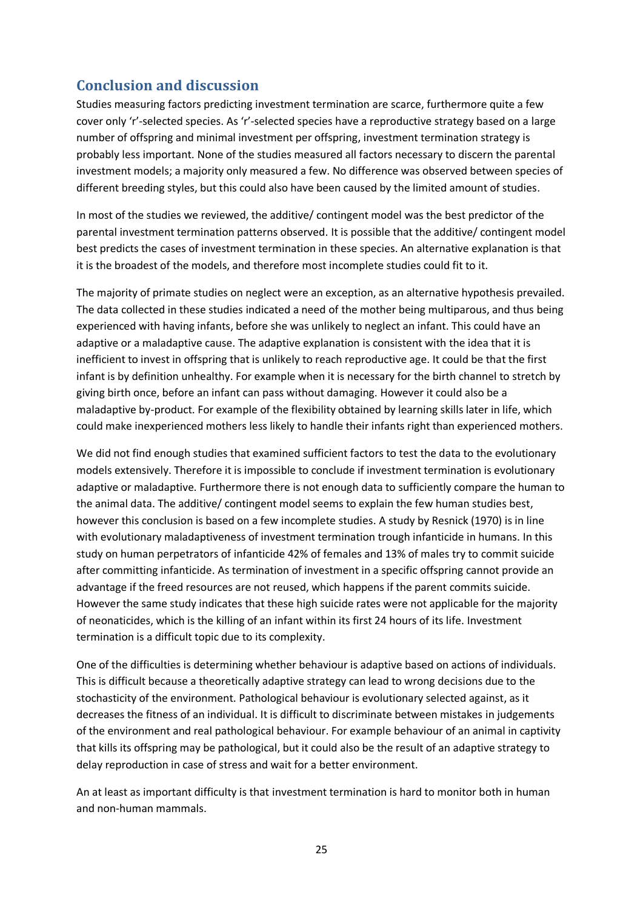## Conclusion and discussion

Studies measuring factors predicting investment termination are scarce, furthermore quite a few cover only 'r'-selected species. As 'r'-selected species have a reproductive strategy based on a large number of offspring and minimal investment per offspring, investment termination strategy is probably less important. None of the studies measured all factors necessary to discern the parental investment models; a majority only measured a few. No difference was observed between species of different breeding styles, but this could also have been caused by the limited amount of studies.

In most of the studies we reviewed, the additive/ contingent model was the best predictor of the parental investment termination patterns observed. It is possible that the additive/ contingent model best predicts the cases of investment termination in these species. An alternative explanation is that it is the broadest of the models, and therefore most incomplete studies could fit to it.

The majority of primate studies on neglect were an exception, as an alternative hypothesis prevailed. The data collected in these studies indicated a need of the mother being multiparous, and thus being experienced with having infants, before she was unlikely to neglect an infant. This could have an adaptive or a maladaptive cause. The adaptive explanation is consistent with the idea that it is inefficient to invest in offspring that is unlikely to reach reproductive age. It could be that the first infant is by definition unhealthy. For example when it is necessary for the birth channel to stretch by giving birth once, before an infant can pass without damaging. However it could also be a maladaptive by-product. For example of the flexibility obtained by learning skills later in life, which could make inexperienced mothers less likely to handle their infants right than experienced mothers.

We did not find enough studies that examined sufficient factors to test the data to the evolutionary models extensively. Therefore it is impossible to conclude if investment termination is evolutionary adaptive or maladaptive. Furthermore there is not enough data to sufficiently compare the human to the animal data. The additive/ contingent model seems to explain the few human studies best, however this conclusion is based on a few incomplete studies. A study by Resnick (1970) is in line with evolutionary maladaptiveness of investment termination trough infanticide in humans. In this study on human perpetrators of infanticide 42% of females and 13% of males try to commit suicide after committing infanticide. As termination of investment in a specific offspring cannot provide an advantage if the freed resources are not reused, which happens if the parent commits suicide. However the same study indicates that these high suicide rates were not applicable for the majority of neonaticides, which is the killing of an infant within its first 24 hours of its life. Investment termination is a difficult topic due to its complexity.

One of the difficulties is determining whether behaviour is adaptive based on actions of individuals. This is difficult because a theoretically adaptive strategy can lead to wrong decisions due to the stochasticity of the environment. Pathological behaviour is evolutionary selected against, as it decreases the fitness of an individual. It is difficult to discriminate between mistakes in judgements of the environment and real pathological behaviour. For example behaviour of an animal in captivity that kills its offspring may be pathological, but it could also be the result of an adaptive strategy to delay reproduction in case of stress and wait for a better environment.

An at least as important difficulty is that investment termination is hard to monitor both in human and non-human mammals.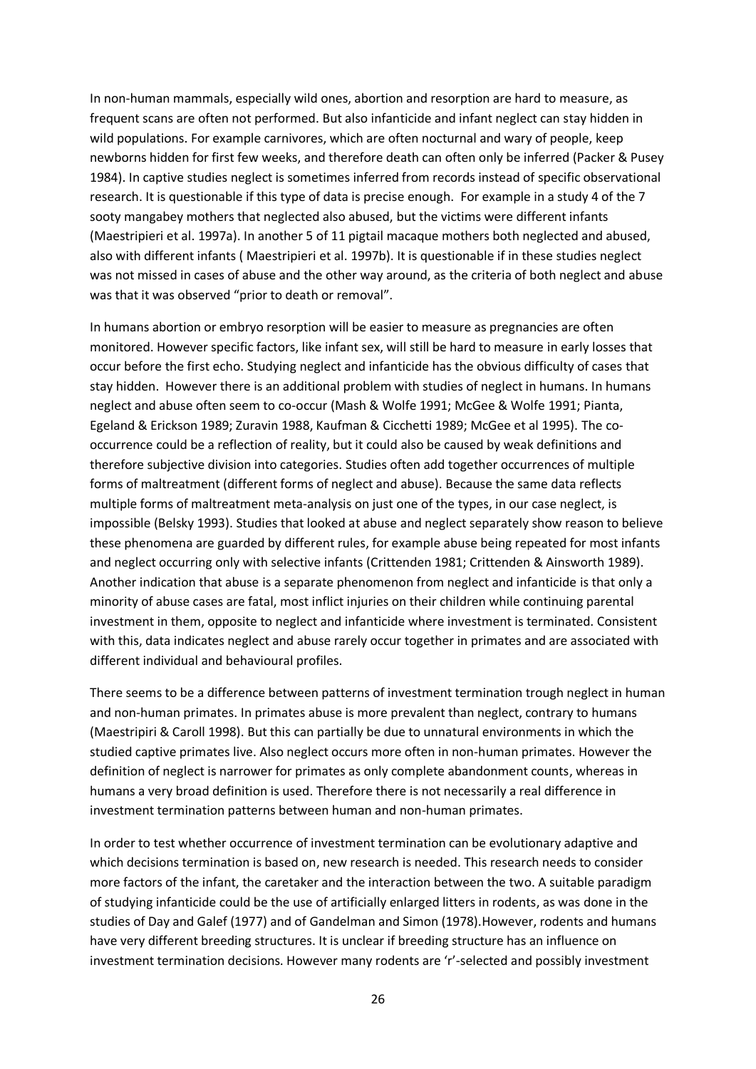In non-human mammals, especially wild ones, abortion and resorption are hard to measure, as frequent scans are often not performed. But also infanticide and infant neglect can stay hidden in wild populations. For example carnivores, which are often nocturnal and wary of people, keep newborns hidden for first few weeks, and therefore death can often only be inferred (Packer & Pusey 1984). In captive studies neglect is sometimes inferred from records instead of specific observational research. It is questionable if this type of data is precise enough. For example in a study 4 of the 7 sooty mangabey mothers that neglected also abused, but the victims were different infants (Maestripieri et al. 1997a). In another 5 of 11 pigtail macaque mothers both neglected and abused, also with different infants ( Maestripieri et al. 1997b). It is questionable if in these studies neglect was not missed in cases of abuse and the other way around, as the criteria of both neglect and abuse was that it was observed "prior to death or removal".

In humans abortion or embryo resorption will be easier to measure as pregnancies are often monitored. However specific factors, like infant sex, will still be hard to measure in early losses that occur before the first echo. Studying neglect and infanticide has the obvious difficulty of cases that stay hidden. However there is an additional problem with studies of neglect in humans. In humans neglect and abuse often seem to co-occur (Mash & Wolfe 1991; McGee & Wolfe 1991; Pianta, Egeland & Erickson 1989; Zuravin 1988, Kaufman & Cicchetti 1989; McGee et al 1995). The co-occurrence could be a reflection of reality, but it could also be caused by weak definitions and therefore subjective division into categories. Studies often add together occurrences of multiple forms of maltreatment (different forms of neglect and abuse). Because the same data reflects multiple forms of maltreatment meta-analysis on just one of the types, in our case neglect, is impossible (Belsky 1993). Studies that looked at abuse and neglect separately show reason to believe these phenomena are guarded by different rules, for example abuse being repeated for most infants and neglect occurring only with selective infants (Crittenden 1981; Crittenden & Ainsworth 1989). Another indication that abuse is a separate phenomenon from neglect and infanticide is that only a minority of abuse cases are fatal, most inflict injuries on their children while continuing parental investment in them, opposite to neglect and infanticide where investment is terminated. Consistent with this, data indicates neglect and abuse rarely occur together in primates and are associated with different individual and behavioural profiles.

There seems to be a difference between patterns of investment termination trough neglect in human and non-human primates. In primates abuse is more prevalent than neglect, contrary to humans (Maestripiri & Caroll 1998). But this can partially be due to unnatural environments in which the studied captive primates live. Also neglect occurs more often in non-human primates. However the definition of neglect is narrower for primates as only complete abandonment counts, whereas in humans a very broad definition is used. Therefore there is not necessarily a real difference in investment termination patterns between human and non-human primates.

In order to test whether occurrence of investment termination can be evolutionary adaptive and which decisions termination is based on, new research is needed. This research needs to consider more factors of the infant, the caretaker and the interaction between the two. A suitable paradigm of studying infanticide could be the use of artificially enlarged litters in rodents, as was done in the studies of Day and Galef (1977) and of Gandelman and Simon (1978).However, rodents and humans have very different breeding structures. It is unclear if breeding structure has an influence on investment termination decisions. However many rodents are 'r'-selected and possibly investment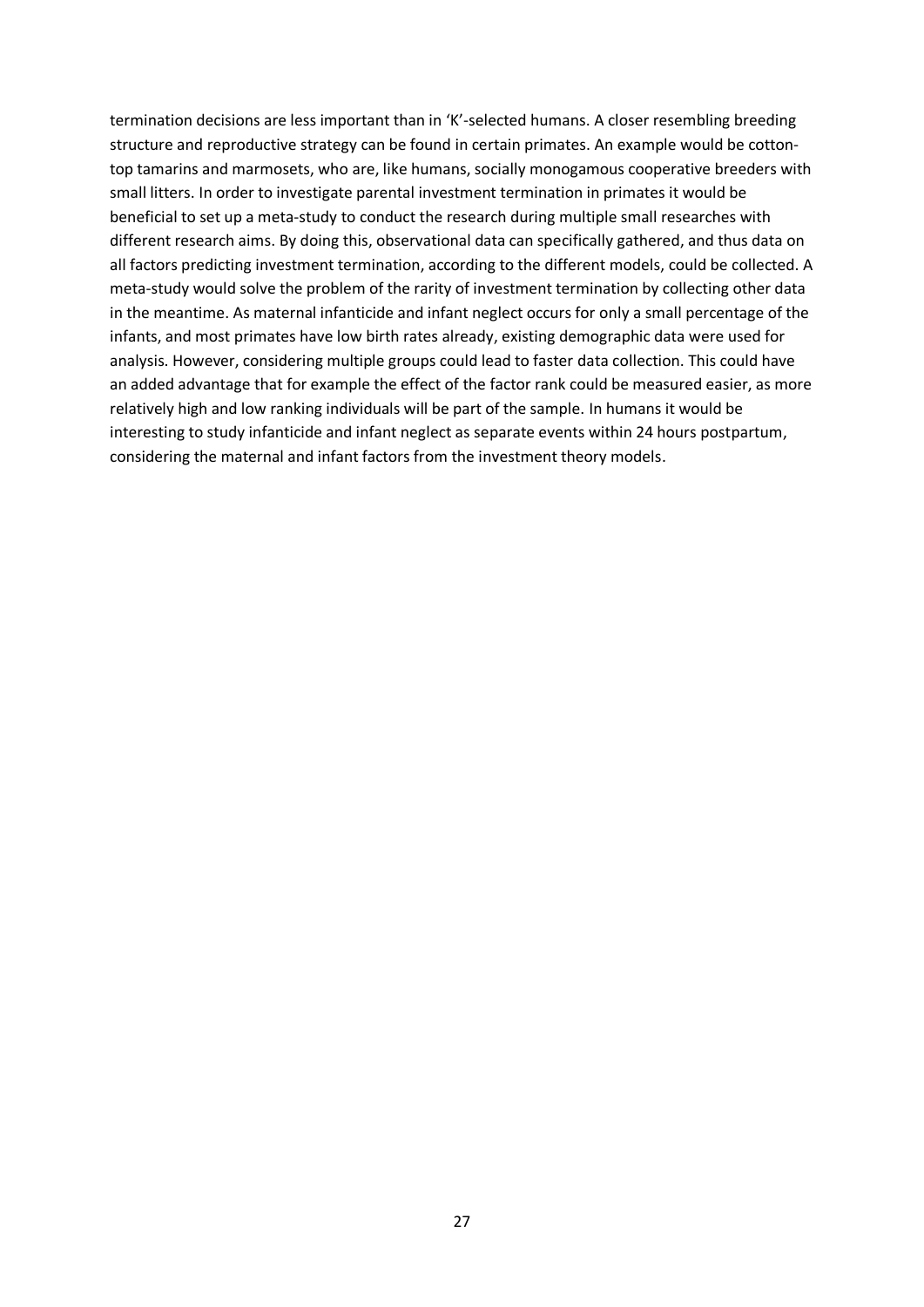termination decisions are less important than in 'K'-selected humans. A closer resembling breeding structure and reproductive strategy can be found in certain primates. An example would be cotton-top tamarins and marmosets, who are, like humans, socially monogamous cooperative breeders with small litters. In order to investigate parental investment termination in primates it would be beneficial to set up a meta-study to conduct the research during multiple small researches with different research aims. By doing this, observational data can specifically gathered, and thus data on all factors predicting investment termination, according to the different models, could be collected. A meta-study would solve the problem of the rarity of investment termination by collecting other data in the meantime. As maternal infanticide and infant neglect occurs for only a small percentage of the infants, and most primates have low birth rates already, existing demographic data were used for analysis. However, considering multiple groups could lead to faster data collection. This could have an added advantage that for example the effect of the factor rank could be measured easier, as more relatively high and low ranking individuals will be part of the sample. In humans it would be interesting to study infanticide and infant neglect as separate events within 24 hours postpartum, considering the maternal and infant factors from the investment theory models.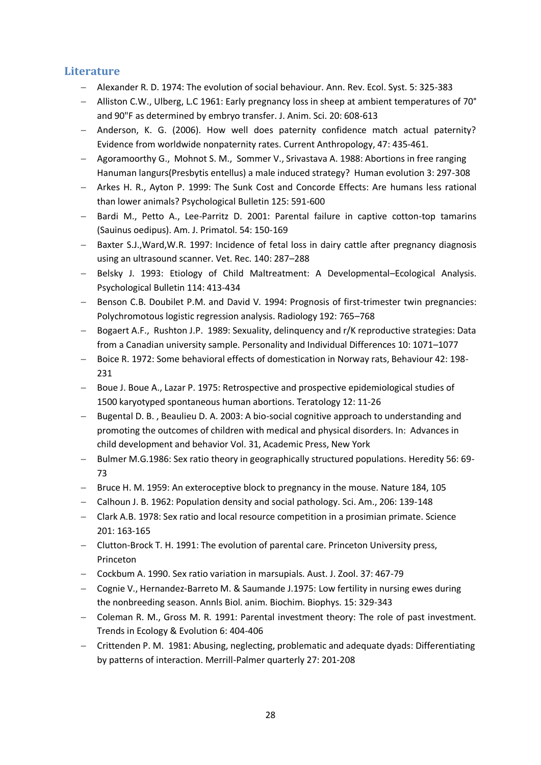## Literature

- Alexander R. D. 1974: The evolution of social behaviour. Ann. Rev. Ecol. Syst. 5: 325-383
- Alliston C.W., Ulberg, L.C 1961: Early pregnancy loss in sheep at ambient temperatures of 70° and 90"F as determined by embryo transfer. J. Anim. Sci. 20: 608-613
- Anderson, K. G. (2006). How well does paternity confidence match actual paternity? Evidence from worldwide nonpaternity rates. Current Anthropology, 47: 435-461.
- Agoramoorthy G., Mohnot S. M., Sommer V., Srivastava A. 1988: Abortions in free ranging Hanuman langurs(Presbytis entellus) a male induced strategy? Human evolution 3: 297-308
- Arkes H. R., Ayton P. 1999: The Sunk Cost and Concorde Effects: Are humans less rational than lower animals? Psychological Bulletin 125: 591-600
- Bardi M., Petto A., Lee-Parritz D. 2001: Parental failure in captive cotton-top tamarins (Sauinus oedipus). Am. J. Primatol. 54: 150-169
- Baxter S.J.,Ward,W.R. 1997: Incidence of fetal loss in dairy cattle after pregnancy diagnosis using an ultrasound scanner. Vet. Rec. 140: 287–288
- Belsky J. 1993: Etiology of Child Maltreatment: A Developmental–Ecological Analysis. Psychological Bulletin 114: 413-434
- Benson C.B. Doubilet P.M. and David V. 1994: Prognosis of first-trimester twin pregnancies: Polychromotous logistic regression analysis. Radiology 192: 765–768
- Bogaert A.F., Rushton J.P. 1989: Sexuality, delinquency and r/K reproductive strategies: Data from a Canadian university sample. Personality and Individual Differences 10: 1071–1077
- Boice R. 1972: Some behavioral effects of domestication in Norway rats, Behaviour 42: 198-231
- Boue J. Boue A., Lazar P. 1975: Retrospective and prospective epidemiological studies of 1500 karyotyped spontaneous human abortions. Teratology 12: 11-26
- Bugental D. B. , Beaulieu D. A. 2003: A bio-social cognitive approach to understanding and promoting the outcomes of children with medical and physical disorders. In: Advances in child development and behavior Vol. 31, Academic Press, New York
- Bulmer M.G.1986: Sex ratio theory in geographically structured populations. Heredity 56: 69-73
- Bruce H. M. 1959: An exteroceptive block to pregnancy in the mouse. Nature 184, 105
- Calhoun J. B. 1962: Population density and social pathology. Sci. Am., 206: 139-148
- Clark A.B. 1978: Sex ratio and local resource competition in a prosimian primate. Science 201: 163-165
- Clutton-Brock T. H. 1991: The evolution of parental care. Princeton University press, Princeton
- Cockbum A. 1990. Sex ratio variation in marsupials. Aust. J. Zool. 37: 467-79
- Cognie V., Hernandez-Barreto M. & Saumande J.1975: Low fertility in nursing ewes during the nonbreeding season. Annls Biol. anim. Biochim. Biophys. 15: 329-343
- Coleman R. M., Gross M. R. 1991: Parental investment theory: The role of past investment. Trends in Ecology & Evolution 6: 404-406
- Crittenden P. M. 1981: Abusing, neglecting, problematic and adequate dyads: Differentiating by patterns of interaction. Merrill-Palmer quarterly 27: 201-208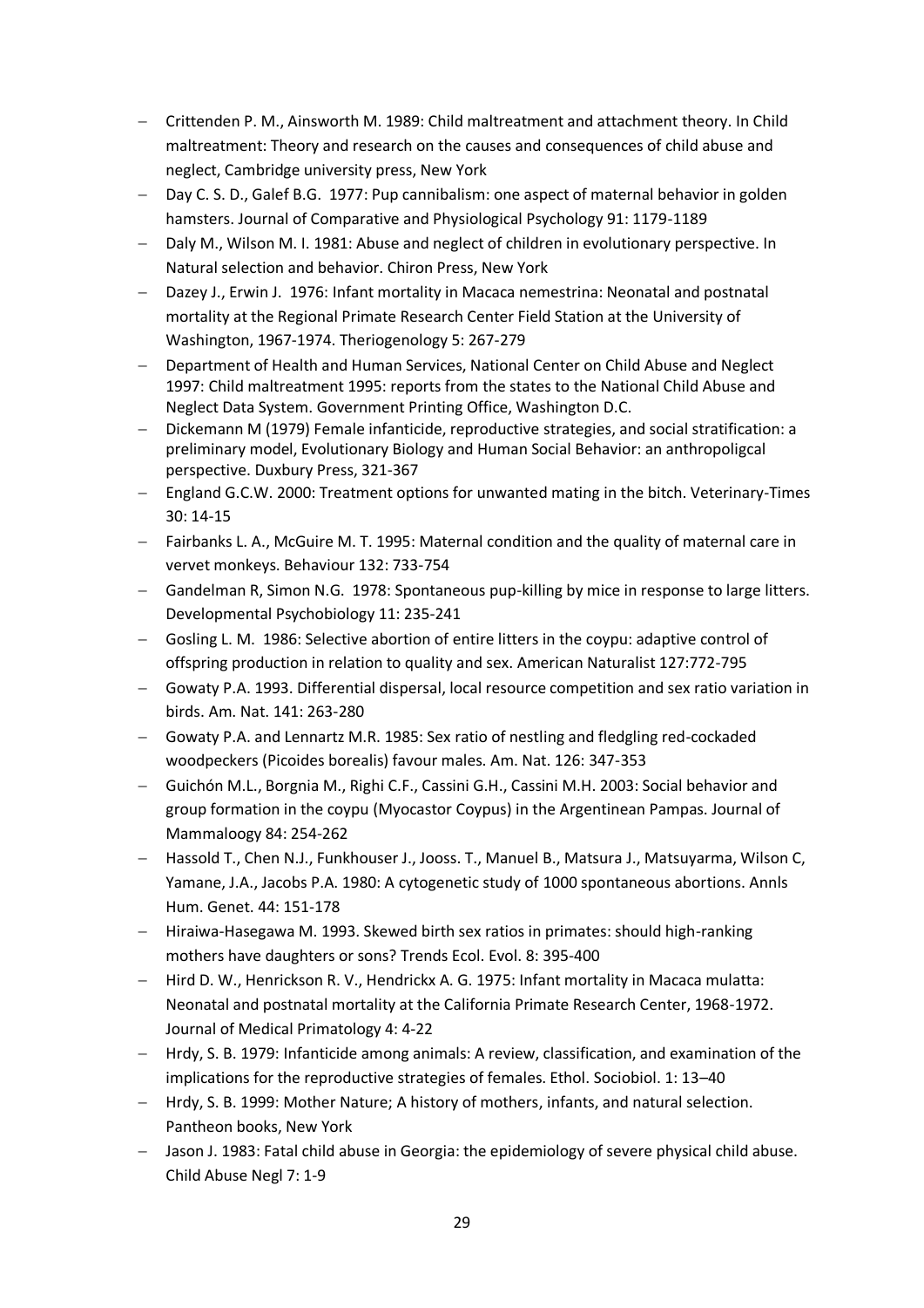- Crittenden P. M., Ainsworth M. 1989: Child maltreatment and attachment theory. In Child maltreatment: Theory and research on the causes and consequences of child abuse and neglect, Cambridge university press, New York
- Day C. S. D., Galef B.G. 1977: Pup cannibalism: one aspect of maternal behavior in golden hamsters. Journal of Comparative and Physiological Psychology 91: 1179-1189
- Daly M., Wilson M. I. 1981: Abuse and neglect of children in evolutionary perspective. In Natural selection and behavior. Chiron Press, New York
- Dazey J., Erwin J. 1976: Infant mortality in Macaca nemestrina: Neonatal and postnatal mortality at the Regional Primate Research Center Field Station at the University of Washington, 1967-1974. Theriogenology 5: 267-279
- Department of Health and Human Services, National Center on Child Abuse and Neglect 1997: Child maltreatment 1995: reports from the states to the National Child Abuse and Neglect Data System. Government Printing Office, Washington D.C.
- Dickemann M (1979) Female infanticide, reproductive strategies, and social stratification: a preliminary model, Evolutionary Biology and Human Social Behavior: an anthropoligcal perspective. Duxbury Press, 321-367
- England G.C.W. 2000: Treatment options for unwanted mating in the bitch. Veterinary-Times 30: 14-15
- Fairbanks L. A., McGuire M. T. 1995: Maternal condition and the quality of maternal care in vervet monkeys. Behaviour 132: 733-754
- Gandelman R, Simon N.G. 1978: Spontaneous pup-killing by mice in response to large litters. Developmental Psychobiology 11: 235-241
- Gosling L. M. 1986: Selective abortion of entire litters in the coypu: adaptive control of offspring production in relation to quality and sex. American Naturalist 127:772-795
- Gowaty P.A. 1993. Differential dispersal, local resource competition and sex ratio variation in birds. Am. Nat. 141: 263-280
- Gowaty P.A. and Lennartz M.R. 1985: Sex ratio of nestling and fledgling red-cockaded woodpeckers (Picoides borealis) favour males. Am. Nat. 126: 347-353
- Guichón M.L., Borgnia M., Righi C.F., Cassini G.H., Cassini M.H. 2003: Social behavior and group formation in the coypu (Myocastor Coypus) in the Argentinean Pampas. Journal of Mammaloogy 84: 254-262
- Hassold T., Chen N.J., Funkhouser J., Jooss. T., Manuel B., Matsura J., Matsuyarma, Wilson C, Yamane, J.A., Jacobs P.A. 1980: A cytogenetic study of 1000 spontaneous abortions. Annls Hum. Genet. 44: 151-178
- Hiraiwa-Hasegawa M. 1993. Skewed birth sex ratios in primates: should high-ranking mothers have daughters or sons? Trends Ecol. Evol. 8: 395-400
- Hird D. W., Henrickson R. V., Hendrickx A. G. 1975: Infant mortality in Macaca mulatta: Neonatal and postnatal mortality at the California Primate Research Center, 1968-1972. Journal of Medical Primatology 4: 4-22
- Hrdy, S. B. 1979: Infanticide among animals: A review, classification, and examination of the implications for the reproductive strategies of females. Ethol. Sociobiol. 1: 13–40
- Hrdy, S. B. 1999: Mother Nature; A history of mothers, infants, and natural selection. Pantheon books, New York
- Jason J. 1983: Fatal child abuse in Georgia: the epidemiology of severe physical child abuse. Child Abuse Negl 7: 1-9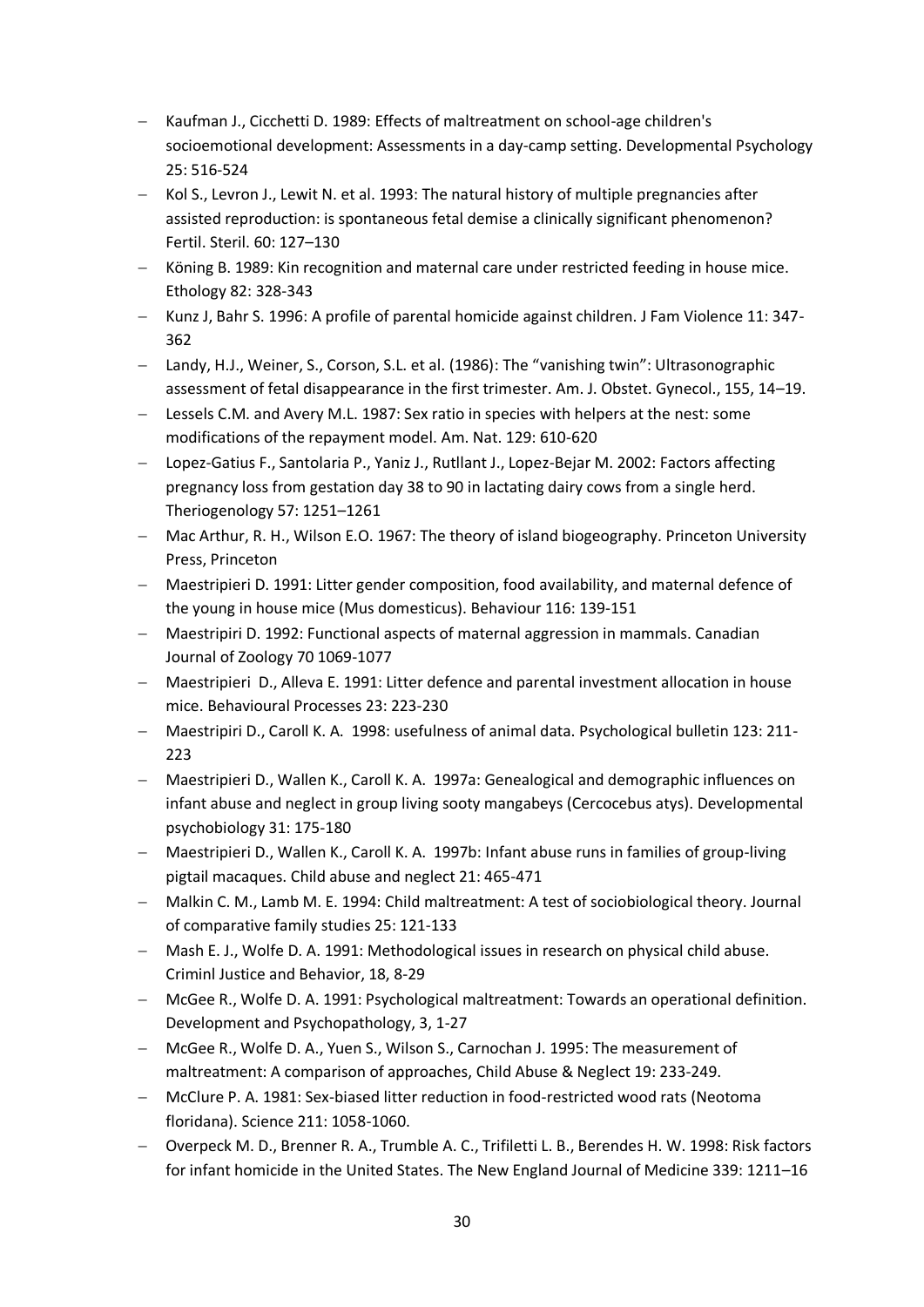- Kaufman J., Cicchetti D. 1989: Effects of maltreatment on school-age children's socioemotional development: Assessments in a day-camp setting. Developmental Psychology 25: 516-524
- Kol S., Levron J., Lewit N. et al. 1993: The natural history of multiple pregnancies after assisted reproduction: is spontaneous fetal demise a clinically significant phenomenon? Fertil. Steril. 60: 127–130
- Köning B. 1989: Kin recognition and maternal care under restricted feeding in house mice. Ethology 82: 328-343
- Kunz J, Bahr S. 1996: A profile of parental homicide against children. J Fam Violence 11: 347-362
- Landy, H.J., Weiner, S., Corson, S.L. et al. (1986): The "vanishing twin": Ultrasonographic assessment of fetal disappearance in the first trimester. Am. J. Obstet. Gynecol., 155, 14–19.
- Lessels C.M. and Avery M.L. 1987: Sex ratio in species with helpers at the nest: some modifications of the repayment model. Am. Nat. 129: 610-620
- Lopez-Gatius F., Santolaria P., Yaniz J., Rutllant J., Lopez-Bejar M. 2002: Factors affecting pregnancy loss from gestation day 38 to 90 in lactating dairy cows from a single herd. Theriogenology 57: 1251–1261
- Mac Arthur, R. H., Wilson E.O. 1967: The theory of island biogeography. Princeton University Press, Princeton
- Maestripieri D. 1991: Litter gender composition, food availability, and maternal defence of the young in house mice (Mus domesticus). Behaviour 116: 139-151
- Maestripiri D. 1992: Functional aspects of maternal aggression in mammals. Canadian Journal of Zoology 70 1069-1077
- Maestripieri D., Alleva E. 1991: Litter defence and parental investment allocation in house mice. Behavioural Processes 23: 223-230
- Maestripiri D., Caroll K. A. 1998: usefulness of animal data. Psychological bulletin 123: 211-223
- Maestripieri D., Wallen K., Caroll K. A. 1997a: Genealogical and demographic influences on infant abuse and neglect in group living sooty mangabeys (Cercocebus atys). Developmental psychobiology 31: 175-180
- Maestripieri D., Wallen K., Caroll K. A. 1997b: Infant abuse runs in families of group-living pigtail macaques. Child abuse and neglect 21: 465-471
- Malkin C. M., Lamb M. E. 1994: Child maltreatment: A test of sociobiological theory. Journal of comparative family studies 25: 121-133
- Mash E. J., Wolfe D. A. 1991: Methodological issues in research on physical child abuse. Criminl Justice and Behavior, 18, 8-29
- McGee R., Wolfe D. A. 1991: Psychological maltreatment: Towards an operational definition. Development and Psychopathology, 3, 1-27
- McGee R., Wolfe D. A., Yuen S., Wilson S., Carnochan J. 1995: The measurement of maltreatment: A comparison of approaches, Child Abuse & Neglect 19: 233-249.
- McClure P. A. 1981: Sex-biased litter reduction in food-restricted wood rats (Neotoma floridana). Science 211: 1058-1060.
- Overpeck M. D., Brenner R. A., Trumble A. C., Trifiletti L. B., Berendes H. W. 1998: Risk factors for infant homicide in the United States. The New England Journal of Medicine 339: 1211–16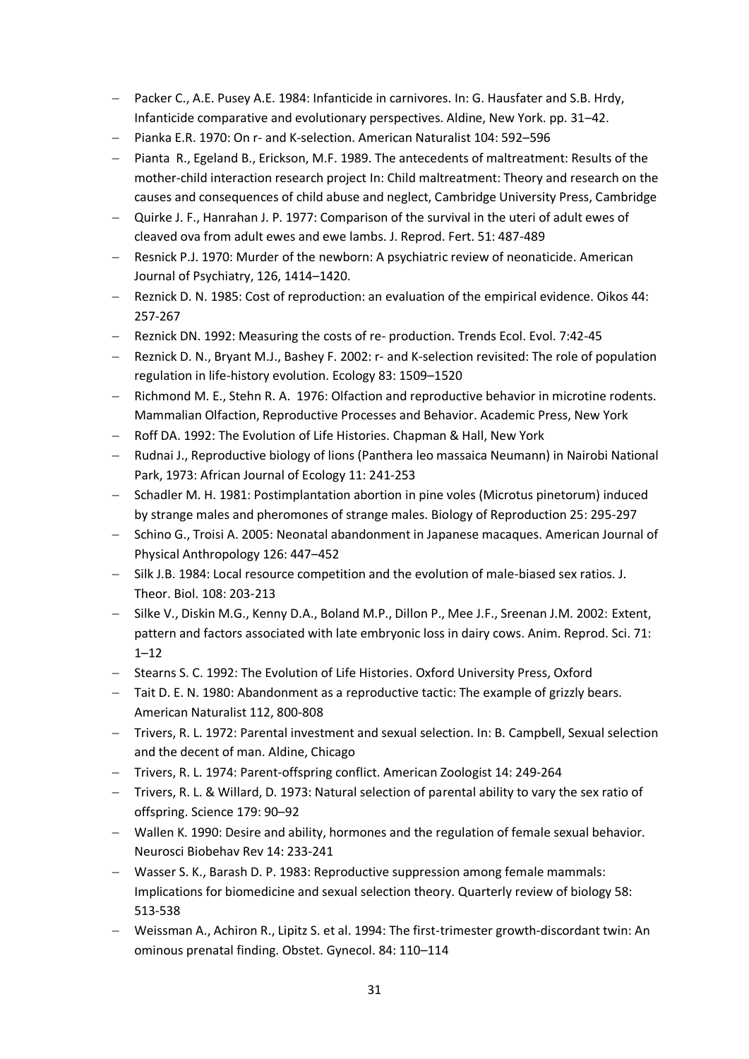- Packer C., A.E. Pusey A.E. 1984: Infanticide in carnivores. In: G. Hausfater and S.B. Hrdy, Infanticide comparative and evolutionary perspectives. Aldine, New York. pp. 31–42.
- Pianka E.R. 1970: On r- and K-selection. American Naturalist 104: 592–596
- Pianta R., Egeland B., Erickson, M.F. 1989. The antecedents of maltreatment: Results of the mother-child interaction research project In: Child maltreatment: Theory and research on the causes and consequences of child abuse and neglect, Cambridge University Press, Cambridge
- Quirke J. F., Hanrahan J. P. 1977: Comparison of the survival in the uteri of adult ewes of cleaved ova from adult ewes and ewe lambs. J. Reprod. Fert. 51: 487-489
- Resnick P.J. 1970: Murder of the newborn: A psychiatric review of neonaticide. American Journal of Psychiatry, 126, 1414–1420.
- Reznick D. N. 1985: Cost of reproduction: an evaluation of the empirical evidence. Oikos 44: 257-267
- Reznick DN. 1992: Measuring the costs of re- production. Trends Ecol. Evol. 7:42-45
- Reznick D. N., Bryant M.J., Bashey F. 2002: r- and K-selection revisited: The role of population regulation in life-history evolution. Ecology 83: 1509–1520
- Richmond M. E., Stehn R. A. 1976: Olfaction and reproductive behavior in microtine rodents. Mammalian Olfaction, Reproductive Processes and Behavior. Academic Press, New York
- Roff DA. 1992: The Evolution of Life Histories. Chapman & Hall, New York
- Rudnai J., Reproductive biology of lions (Panthera leo massaica Neumann) in Nairobi National Park, 1973: African Journal of Ecology 11: 241-253
- Schadler M. H. 1981: Postimplantation abortion in pine voles (Microtus pinetorum) induced by strange males and pheromones of strange males. Biology of Reproduction 25: 295-297
- Schino G., Troisi A. 2005: Neonatal abandonment in Japanese macaques. American Journal of Physical Anthropology 126: 447–452
- Silk J.B. 1984: Local resource competition and the evolution of male-biased sex ratios. J. Theor. Biol. 108: 203-213
- Silke V., Diskin M.G., Kenny D.A., Boland M.P., Dillon P., Mee J.F., Sreenan J.M. 2002: Extent, pattern and factors associated with late embryonic loss in dairy cows. Anim. Reprod. Sci. 71: 1–12
- Stearns S. C. 1992: The Evolution of Life Histories. Oxford University Press, Oxford
- Tait D. E. N. 1980: Abandonment as a reproductive tactic: The example of grizzly bears. American Naturalist 112, 800-808
- Trivers, R. L. 1972: Parental investment and sexual selection. In: B. Campbell, Sexual selection and the decent of man. Aldine, Chicago
- Trivers, R. L. 1974: Parent-offspring conflict. American Zoologist 14: 249-264
- Trivers, R. L. & Willard, D. 1973: Natural selection of parental ability to vary the sex ratio of offspring. Science 179: 90–92
- Wallen K. 1990: Desire and ability, hormones and the regulation of female sexual behavior. Neurosci Biobehav Rev 14: 233-241
- Wasser S. K., Barash D. P. 1983: Reproductive suppression among female mammals: Implications for biomedicine and sexual selection theory. Quarterly review of biology 58: 513-538
- Weissman A., Achiron R., Lipitz S. et al. 1994: The first-trimester growth-discordant twin: An ominous prenatal finding. Obstet. Gynecol. 84: 110–114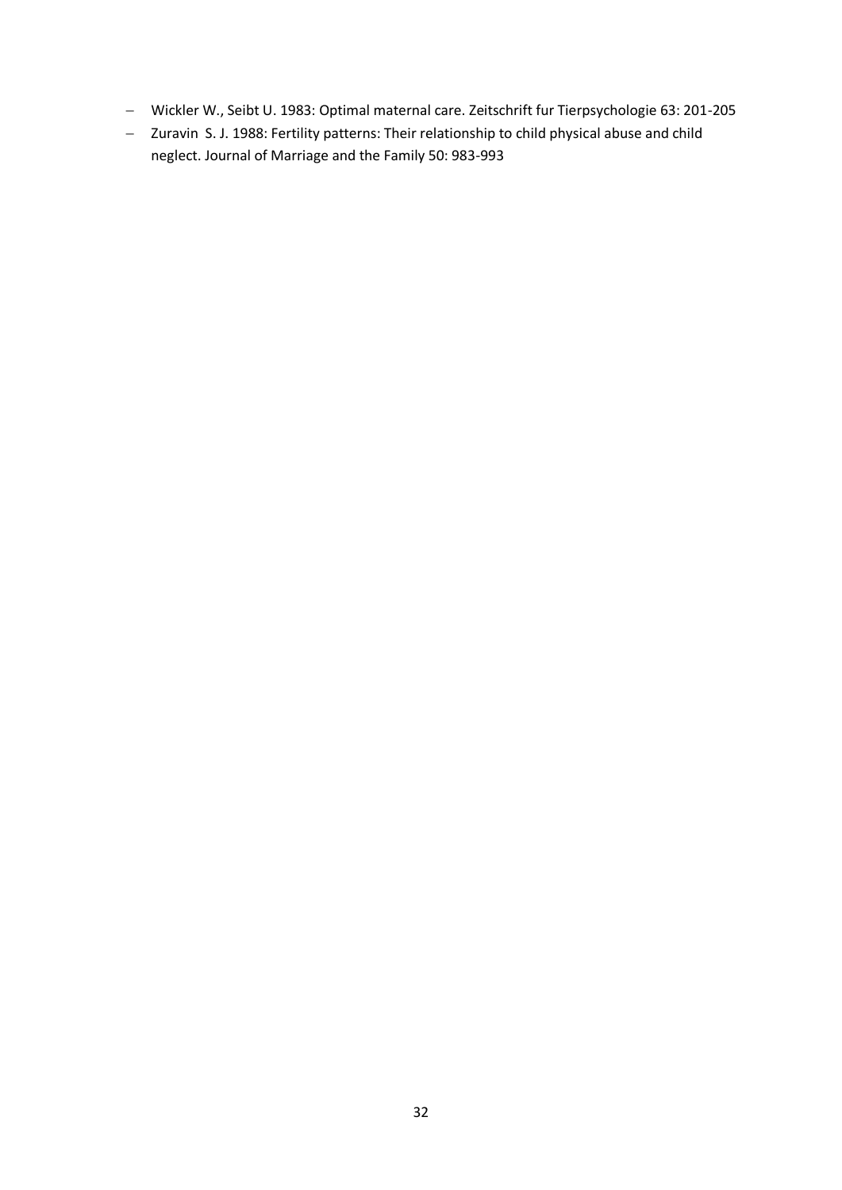- Wickler W., Seibt U. 1983: Optimal maternal care. Zeitschrift fur Tierpsychologie 63: 201-205
- Zuravin S. J. 1988: Fertility patterns: Their relationship to child physical abuse and child neglect. Journal of Marriage and the Family 50: 983-993